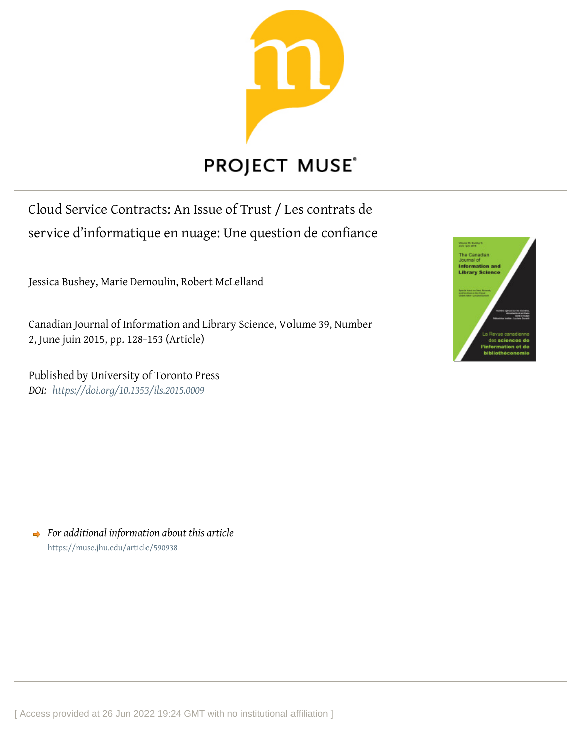PROJECT MUSE

# Cloud Service Contracts: An Issue of Trust / Les contrats de service d'informatique en nuage: Une question de confiance

Jessica Bushey, Marie Demoulin, Robert McLelland

Canadian Journal of Information and Library Science, Volume 39, Number 2, June juin 2015, pp. 128-153 (Article)

Published by University of Toronto Press
*DOI: https://doi.org/10.1353/ils.2015.0009*

*For additional information about this article*
https://muse.jhu.edu/article/590938

[ Access provided at 26 Jun 2022 19:24 GMT with no institutional affiliation ]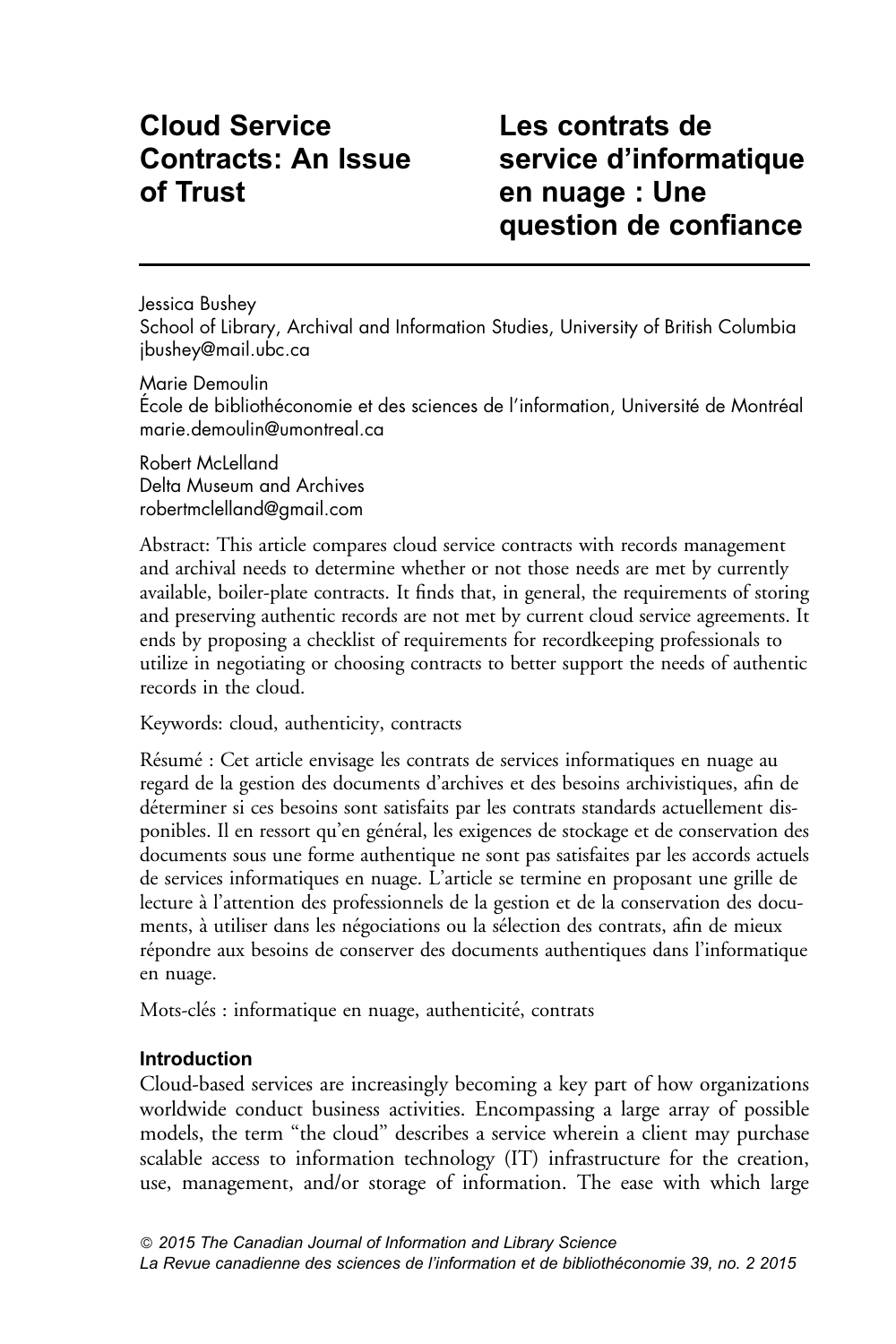# Cloud Service Contracts: An Issue of Trust

# Les contrats de service d'informatique en nuage : Une question de confiance

Jessica Bushey
School of Library, Archival and Information Studies, University of British Columbia
jbushey@mail.ubc.ca

Marie Demoulin
École de bibliothéconomie et des sciences de l'information, Université de Montréal
marie.demoulin@umontreal.ca

Robert McLelland
Delta Museum and Archives
robertmclelland@gmail.com

Abstract: This article compares cloud service contracts with records management and archival needs to determine whether or not those needs are met by currently available, boiler-plate contracts. It finds that, in general, the requirements of storing and preserving authentic records are not met by current cloud service agreements. It ends by proposing a checklist of requirements for recordkeeping professionals to utilize in negotiating or choosing contracts to better support the needs of authentic records in the cloud.

Keywords: cloud, authenticity, contracts

Résumé : Cet article envisage les contrats de services informatiques en nuage au regard de la gestion des documents d'archives et des besoins archivistiques, afin de déterminer si ces besoins sont satisfaits par les contrats standards actuellement disponibles. Il en ressort qu'en général, les exigences de stockage et conservation des documents sous une forme authentique ne sont pas satisfaites par les accords actuels de services informatiques en nuage. L'article se termine en proposant une grille de lecture à l'attention des professionnels de la gestion et de la conservation des documents, à utiliser dans les négociations ou la sélection des contrats, afin de mieux répondre aux besoins de conserver des documents authentiques dans l'informatique en nuage.

Mots-clés : informatique en nuage, authenticité, contrats

## Introduction

Cloud-based services are increasingly becoming a key part of how organizations worldwide conduct business activities. Encompassing a large array of possible models, the term "the cloud" describes a service wherein a client may purchase scalable access to information technology (IT) infrastructure for the creation, use, management, and/or storage of information. The ease with which large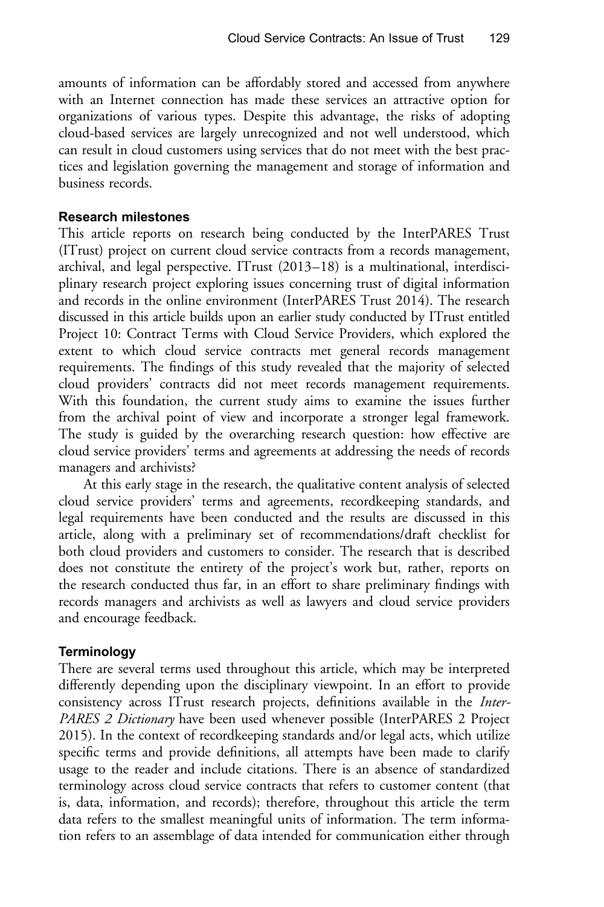amounts of information can be affordably stored and accessed from anywhere with an Internet connection has made these services an attractive option for organizations of various types. Despite this advantage, the risks of adopting cloud-based services are largely unrecognized and not well understood, which can result in cloud customers using services that do not meet with the best practices and legislation governing the management and storage of information and business records.

### Research milestones

This article reports on research being conducted by the InterPARES Trust (ITrust) project on current cloud service contracts from a records management, archival, and legal perspective. ITrust (2013–18) is a multinational, interdisciplinary research project exploring issues concerning trust of digital information and records in the online environment (InterPARES Trust 2014). The research discussed in this article builds upon an earlier study conducted by ITrust entitled Project 10: Contract Terms with Cloud Service Providers, which explored the extent to which cloud service contracts met general records management requirements. The findings of this study revealed that the majority of selected cloud providers' contracts did not meet records management requirements. With this foundation, the current study aims to examine the issues further from the archival point of view and incorporate a stronger legal framework. The study is guided by the overarching research question: how effective are cloud service providers' terms and agreements at addressing the needs of records managers and archivists?

At this early stage in the research, the qualitative content analysis of selected cloud service providers' terms and agreements, recordkeeping standards, and legal requirements have been conducted and the results are discussed in this article, along with a preliminary set of recommendations/draft checklist for both cloud providers and customers to consider. The research that is described does not constitute the entirety of the project's work but, rather, reports on the research conducted thus far, in an effort to share preliminary findings with records managers and archivists as well as lawyers and cloud service providers and encourage feedback.

### Terminology

There are several terms used throughout this article, which may be interpreted differently depending upon the disciplinary viewpoint. In an effort to provide consistency across ITrust research projects, definitions available in the *InterPARES 2 Dictionary* have been used whenever possible (InterPARES 2 Project 2015). In the context of recordkeeping standards and/or legal acts, which utilize specific terms and provide definitions, all attempts have been made to clarify usage to the reader and include citations. There is an absence of standardized terminology across cloud service contracts that refers to customer content (that is, data, information, and records); therefore, throughout this article the term data refers to the smallest meaningful units of information. The term information refers to an assemblage of data intended for communication either through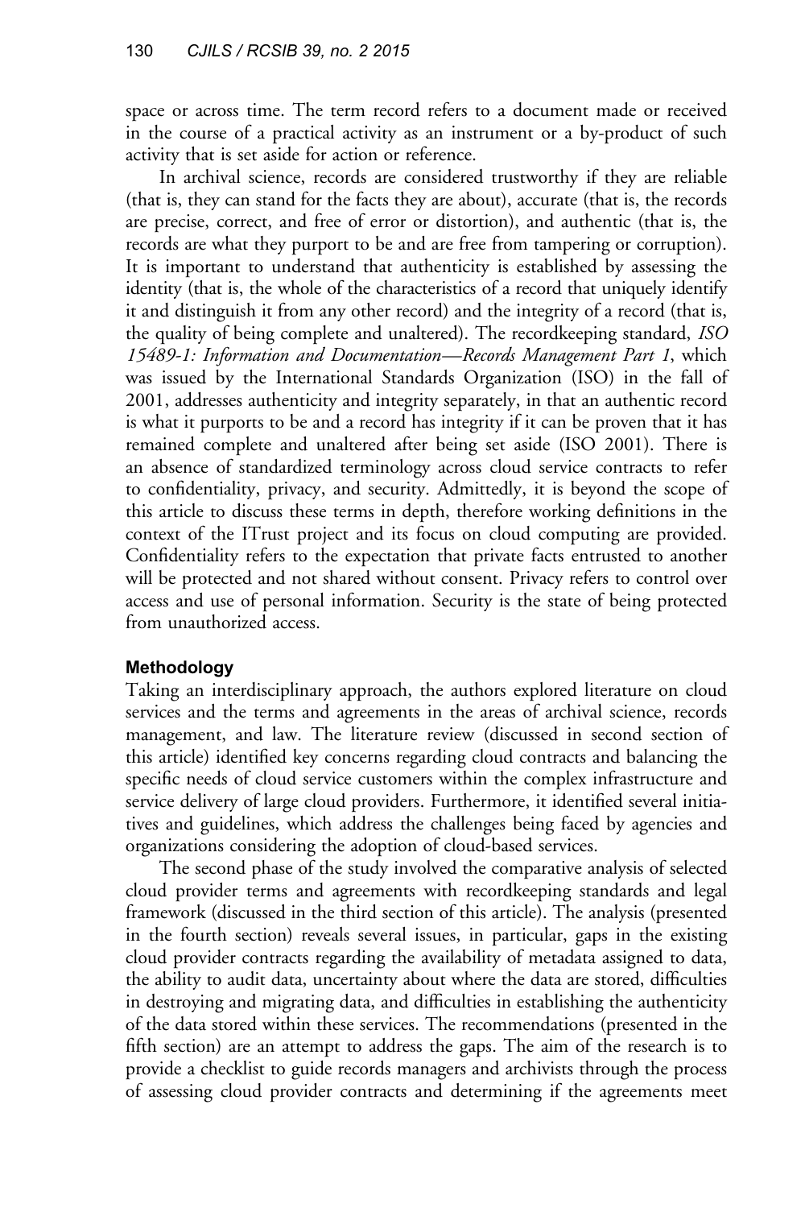space or across time. The term record refers to a document made or received in the course of a practical activity as an instrument or a by-product of such activity that is set aside for action or reference.

In archival science, records are considered trustworthy if they are reliable (that is, they can stand for the facts they are about), accurate (that is, the records are precise, correct, and free of error or distortion), and authentic (that is, the records are what they purport to be and are free from tampering or corruption). It is important to understand that authenticity is established by assessing the identity (that is, the whole of the characteristics of a record that uniquely identify it and distinguish it from any other record) and the integrity of a record (that is, the quality of being complete and unaltered). The recordkeeping standard, *ISO 15489-1: Information and Documentation—Records Management Part 1*, which was issued by the International Standards Organization (ISO) in the fall of 2001, addresses authenticity and integrity separately, in that an authentic record is what it purports to be and a record has integrity if it can be proven that it has remained complete and unaltered after being set aside (ISO 2001). There is an absence of standardized terminology across cloud service contracts to refer to confidentiality, privacy, and security. Admittedly, it is beyond the scope of this article to discuss these terms in depth, therefore working definitions in the context of the ITrust project and its focus on cloud computing are provided. Confidentiality refers to the expectation that private facts entrusted to another will be protected and not shared without consent. Privacy refers to control over access and use of personal information. Security is the state of being protected from unauthorized access.

## Methodology

Taking an interdisciplinary approach, the authors explored literature on cloud services and the terms and agreements in the areas of archival science, records management, and law. The literature review (discussed in second section of this article) identified key concerns regarding cloud contracts and balancing the specific needs of cloud service customers within the complex infrastructure and service delivery of large cloud providers. Furthermore, it identified several initiatives and guidelines, which address the challenges being faced by agencies and organizations considering the adoption of cloud-based services.

The second phase of the study involved the comparative analysis of selected cloud provider terms and agreements with recordkeeping standards and legal framework (discussed in the third section of this article). The analysis (presented in the fourth section) reveals several issues, in particular, gaps in the existing cloud provider contracts regarding the availability of metadata assigned to data, the ability to audit data, uncertainty about where the data are stored, difficulties in destroying and migrating data, and difficulties in establishing the authenticity of the data stored within these services. The recommendations (presented in the fifth section) are an attempt to address the gaps. The aim of the research is to provide a checklist to guide records managers and archivists through the process of assessing cloud provider contracts and determining if the agreements meet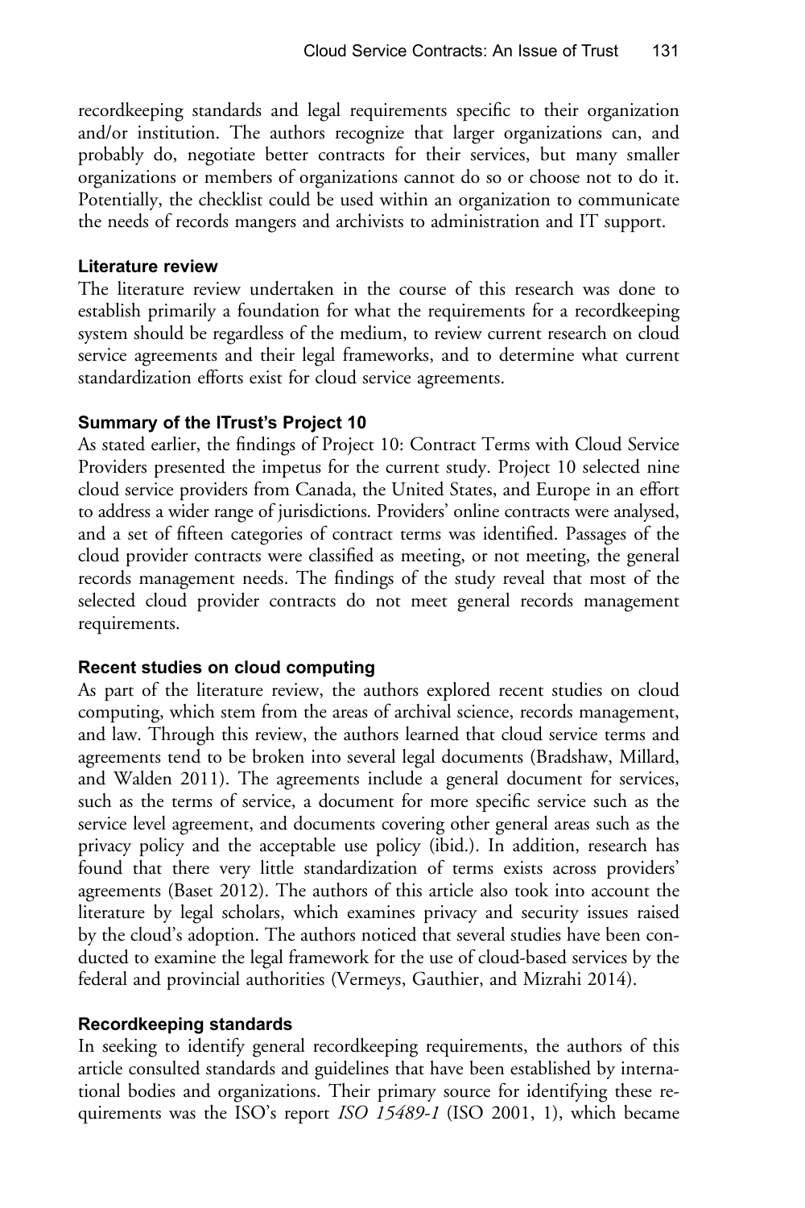recordkeeping standards and legal requirements specific to their organization and/or institution. The authors recognize that larger organizations can, and probably do, negotiate better contracts for their services, but many smaller organizations or members of organizations cannot do so or choose not to do it. Potentially, the checklist could be used within an organization to communicate the needs of records mangers and archivists to administration and IT support.

### Literature review

The literature review undertaken in the course of this research was done to establish primarily a foundation for what the requirements for a recordkeeping system should be regardless of the medium, to review current research on cloud service agreements and their legal frameworks, and to determine what current standardization efforts exist for cloud service agreements.

### Summary of the ITrust's Project 10

As stated earlier, the findings of Project 10: Contract Terms with Cloud Service Providers presented the impetus for the current study. Project 10 selected nine cloud service providers from Canada, the United States, and Europe in an effort to address a wider range of jurisdictions. Providers' online contracts were analysed, and a set of fifteen categories of contract terms was identified. Passages of the cloud provider contracts were classified as meeting, or not meeting, the general records management needs. The findings of the study reveal that most of the selected cloud provider contracts do not meet general records management requirements.

### Recent studies on cloud computing

As part of the literature review, the authors explored recent studies on cloud computing, which stem from the areas of archival science, records management, and law. Through this review, the authors learned that cloud service terms and agreements tend to be broken into several legal documents (Bradshaw, Millard, and Walden 2011). The agreements include a general document for services, such as the terms of service, a document for more specific service such as the service level agreement, and documents covering other general areas such as the privacy policy and the acceptable use policy (ibid.). In addition, research has found that there very little standardization of terms exists across providers' agreements (Baset 2012). The authors of this article also took into account the literature by legal scholars, which examines privacy and security issues raised by the cloud's adoption. The authors noticed that several studies have been conducted to examine the legal framework for the use of cloud-based services by the federal and provincial authorities (Vermeys, Gauthier, and Mizrahi 2014).

### Recordkeeping standards

In seeking to identify general recordkeeping requirements, the authors of this article consulted standards and guidelines that have been established by international bodies and organizations. Their primary source for identifying these requirements was the ISO's report *ISO 15489-1* (ISO 2001, 1), which became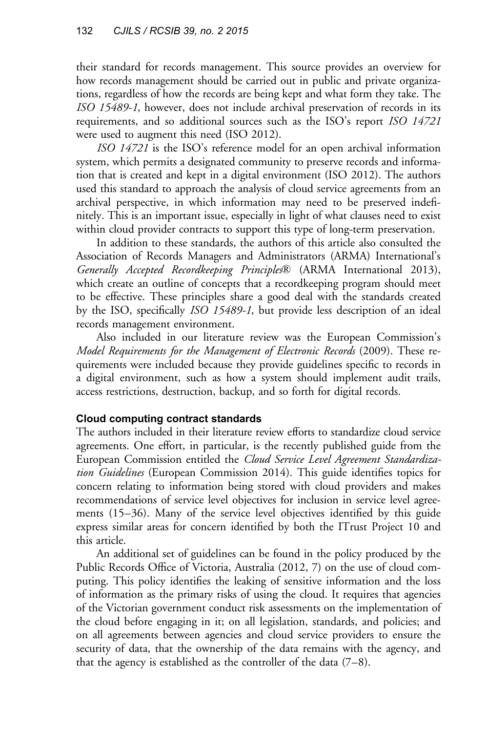their standard for records management. This source provides an overview for how records management should be carried out in public and private organizations, regardless of how the records are being kept and what form they take. The *ISO 15489-1*, however, does not include archival preservation of records in its requirements, and so additional sources such as the ISO's report *ISO 14721* were used to augment this need (ISO 2012).

*ISO 14721* is the ISO's reference model for an open archival information system, which permits a designated community to preserve records and information that is created and kept in a digital environment (ISO 2012). The authors used this standard to approach the analysis of cloud service agreements from an archival perspective, in which information may need to be preserved indefinitely. This is an important issue, especially in light of what clauses need to exist within cloud provider contracts to support this type of long-term preservation.

In addition to these standards, the authors of this article also consulted the Association of Records Managers and Administrators (ARMA) International's *Generally Accepted Recordkeeping Principles®* (ARMA International 2013), which create an outline of concepts that a recordkeeping program should meet to be effective. These principles share a good deal with the standards created by the ISO, specifically *ISO 15489-1*, but provide less description of an ideal records management environment.

Also included in our literature review was the European Commission's *Model Requirements for the Management of Electronic Records* (2009). These requirements were included because they provide guidelines specific to records in a digital environment, such as how a system should implement audit trails, access restrictions, destruction, backup, and so forth for digital records.

### Cloud computing contract standards

The authors included in their literature review efforts to standardize cloud service agreements. One effort, in particular, is the recently published guide from the European Commission entitled the *Cloud Service Level Agreement Standardization Guidelines* (European Commission 2014). This guide identifies topics for concern relating to information being stored with cloud providers and makes recommendations of service level objectives for inclusion in service level agreements (15–36). Many of the service level objectives identified by this guide express similar areas for concern identified by both the ITrust Project 10 and this article.

An additional set of guidelines can be found in the policy produced by the Public Records Office of Victoria, Australia (2012, 7) on the use of cloud computing. This policy identifies the leaking of sensitive information and the loss of information as the primary risks of using the cloud. It requires that agencies of the Victorian government conduct risk assessments on the implementation of the cloud before engaging in it; on all legislation, standards, and policies; and on all agreements between agencies and cloud service providers to ensure the security of data, that the ownership of the data remains with the agency, and that the agency is established as the controller of the data (7–8).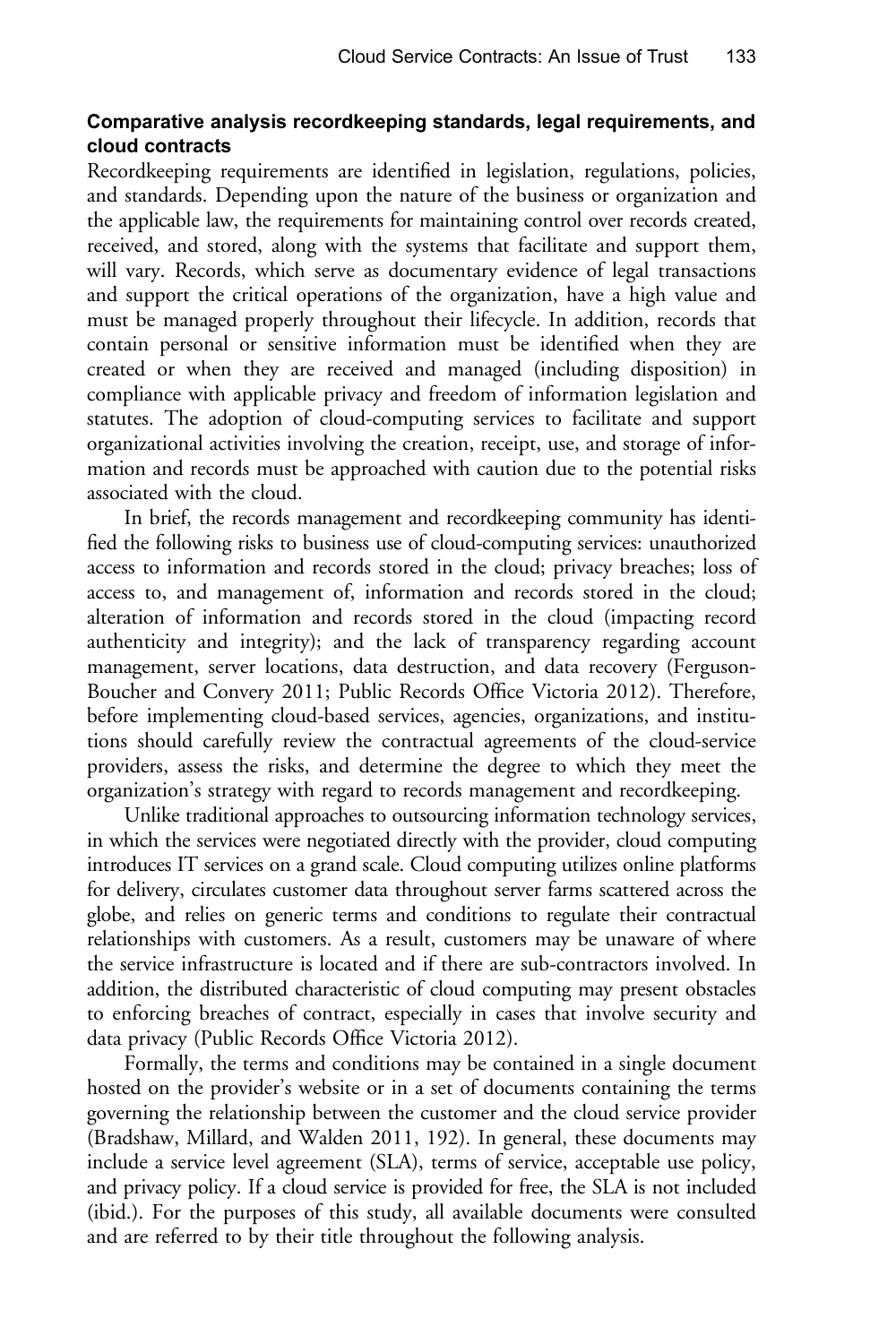### Comparative analysis recordkeeping standards, legal requirements, and cloud contracts

Recordkeeping requirements are identified in legislation, regulations, policies, and standards. Depending upon the nature of the business or organization and the applicable law, the requirements for maintaining control over records created, received, and stored, along with the systems that facilitate and support them, will vary. Records, which serve as documentary evidence of legal transactions and support the critical operations of the organization, have a high value and must be managed properly throughout their lifecycle. In addition, records that contain personal or sensitive information must be identified when they are created or when they are received and managed (including disposition) in compliance with applicable privacy and freedom of information legislation and statutes. The adoption of cloud-computing services to facilitate and support organizational activities involving the creation, receipt, use, and storage of information and records must be approached with caution due to the potential risks associated with the cloud.

In brief, the records management and recordkeeping community has identified the following risks to business use of cloud-computing services: unauthorized access to information and records stored in the cloud; privacy breaches; loss of access to, and management of, information and records stored in the cloud; alteration of information and records stored in the cloud (impacting record authenticity and integrity); and the lack of transparency regarding account management, server locations, data destruction, and data recovery (Ferguson-Boucher and Convery 2011; Public Records Office Victoria 2012). Therefore, before implementing cloud-based services, agencies, organizations, and institutions should carefully review the contractual agreements of the cloud-service providers, assess the risks, and determine the degree to which they meet the organization's strategy with regard to records management and recordkeeping.

Unlike traditional approaches to outsourcing information technology services, in which the services were negotiated directly with the provider, cloud computing introduces IT services on a grand scale. Cloud computing utilizes online platforms for delivery, circulates customer data throughout server farms scattered across the globe, and relies on generic terms and conditions to regulate their contractual relationships with customers. As a result, customers may be unaware of where the service infrastructure is located and if there are sub-contractors involved. In addition, the distributed characteristic of cloud computing may present obstacles to enforcing breaches of contract, especially in cases that involve security and data privacy (Public Records Office Victoria 2012).

Formally, the terms and conditions may be contained in a single document hosted on the provider's website or in a set of documents containing the terms governing the relationship between the customer and the cloud service provider (Bradshaw, Millard, and Walden 2011, 192). In general, these documents may include a service level agreement (SLA), terms of service, acceptable use policy, and privacy policy. If a cloud service is provided for free, the SLA is not included (ibid.). For the purposes of this study, all available documents were consulted and are referred to by their title throughout the following analysis.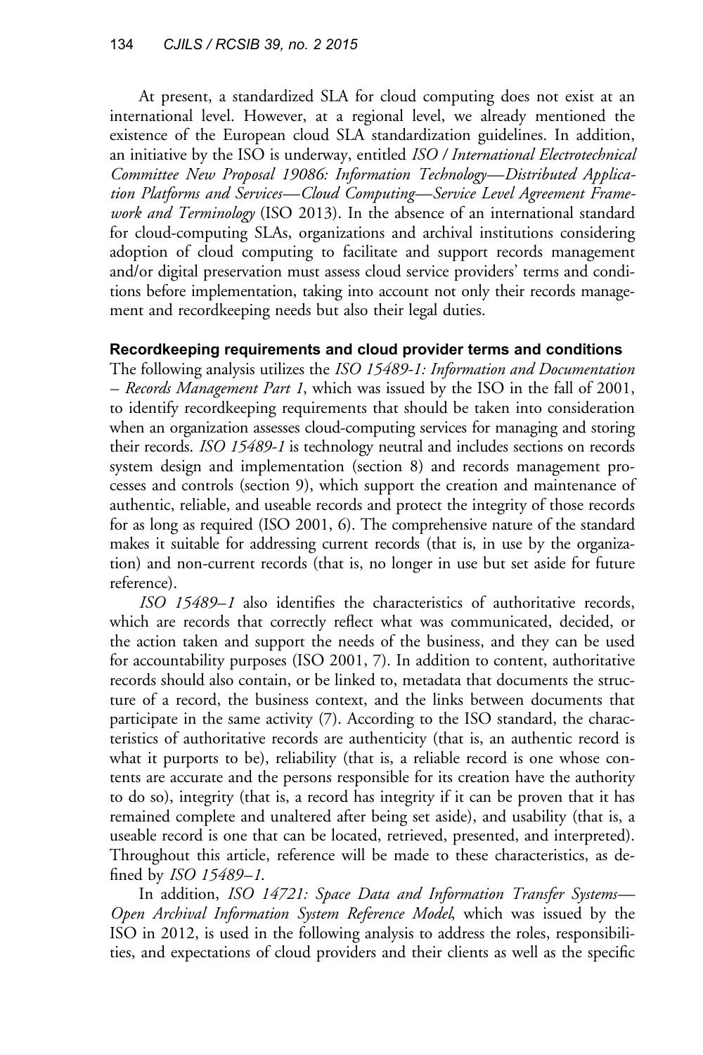At present, a standardized SLA for cloud computing does not exist at an international level. However, at a regional level, we already mentioned the existence of the European cloud SLA standardization guidelines. In addition, an initiative by the ISO is underway, entitled *ISO / International Electrotechnical Committee New Proposal 19086: Information Technology—Distributed Application Platforms and Services—Cloud Computing—Service Level Agreement Framework and Terminology* (ISO 2013). In the absence of an international standard for cloud-computing SLAs, organizations and archival institutions considering adoption of cloud computing to facilitate and support records management and/or digital preservation must assess cloud service providers' terms and conditions before implementation, taking into account not only their records management and recordkeeping needs but also their legal duties.

#### Recordkeeping requirements and cloud provider terms and conditions

The following analysis utilizes the *ISO 15489-1: Information and Documentation – Records Management Part 1*, which was issued by the ISO in the fall of 2001, to identify recordkeeping requirements that should be taken into consideration when an organization assesses cloud-computing services for managing and storing their records. *ISO 15489-1* is technology neutral and includes sections on records system design and implementation (section 8) and records management processes and controls (section 9), which support the creation and maintenance of authentic, reliable, and useable records and protect the integrity of those records for as long as required (ISO 2001, 6). The comprehensive nature of the standard makes it suitable for addressing current records (that is, in use by the organization) and non-current records (that is, no longer in use but set aside for future reference).

*ISO 15489–1* also identifies the characteristics of authoritative records, which are records that correctly reflect what was communicated, decided, or the action taken and support the needs of the business, and they can be used for accountability purposes (ISO 2001, 7). In addition to content, authoritative records should also contain, or be linked to, metadata that documents the structure of a record, the business context, and the links between documents that participate in the same activity (7). According to the ISO standard, the characteristics of authoritative records are authenticity (that is, an authentic record is what it purports to be), reliability (that is, a reliable record is one whose contents are accurate and the persons responsible for its creation have the authority to do so), integrity (that is, a record has integrity if it can be proven that it has remained complete and unaltered after being set aside), and usability (that is, a useable record is one that can be located, retrieved, presented, and interpreted). Throughout this article, reference will be made to these characteristics, as defined by *ISO 15489–1*.

In addition, *ISO 14721: Space Data and Information Transfer Systems—Open Archival Information System Reference Model*, which was issued by the ISO in 2012, is used in the following analysis to address the roles, responsibilities, and expectations of cloud providers and their clients as well as the specific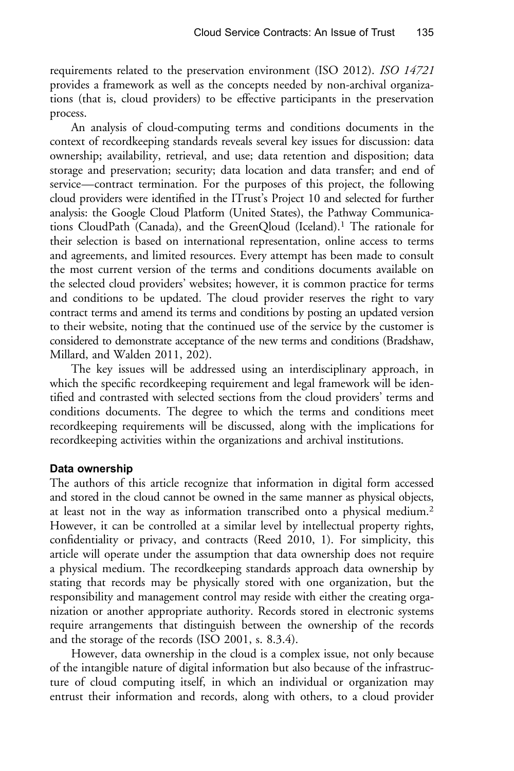requirements related to the preservation environment (ISO 2012). *ISO 14721* provides a framework as well as the concepts needed by non-archival organizations (that is, cloud providers) to be effective participants in the preservation process.

An analysis of cloud-computing terms and conditions documents in the context of recordkeeping standards reveals several key issues for discussion: data ownership; availability, retrieval, and use; data retention and disposition; data storage and preservation; security; data location and data transfer; and end of service—contract termination. For the purposes of this project, the following cloud providers were identified in the ITrust's Project 10 and selected for further analysis: the Google Cloud Platform (United States), the Pathway Communications CloudPath (Canada), and the GreenQloud (Iceland).[1] The rationale for their selection is based on international representation, online access to terms and agreements, and limited resources. Every attempt has been made to consult the most current version of the terms and conditions documents available on the selected cloud providers' websites; however, it is common practice for terms and conditions to be updated. The cloud provider reserves the right to vary contract terms and amend its terms and conditions by posting an updated version to their website, noting that the continued use of the service by the customer is considered to demonstrate acceptance of the new terms and conditions (Bradshaw, Millard, and Walden 2011, 202).

The key issues will be addressed using an interdisciplinary approach, in which the specific recordkeeping requirement and legal framework will be identified and contrasted with selected sections from the cloud providers' terms and conditions documents. The degree to which the terms and conditions meet recordkeeping requirements will be discussed, along with the implications for recordkeeping activities within the organizations and archival institutions.

### Data ownership

The authors of this article recognize that information in digital form accessed and stored in the cloud cannot be owned in the same manner as physical objects, at least not in the way as information transcribed onto a physical medium.[2] However, it can be controlled at a similar level by intellectual property rights, confidentiality or privacy, and contracts (Reed 2010, 1). For simplicity, this article will operate under the assumption that data ownership does not require a physical medium. The recordkeeping standards approach data ownership by stating that records may be physically stored with one organization, but the responsibility and management control may reside with either the creating organization or another appropriate authority. Records stored in electronic systems require arrangements that distinguish between the ownership of the records and the storage of the records (ISO 2001, s. 8.3.4).

However, data ownership in the cloud is a complex issue, not only because of the intangible nature of digital information but also because of the infrastructure of cloud computing itself, in which an individual or organization may entrust their information and records, along with others, to a cloud provider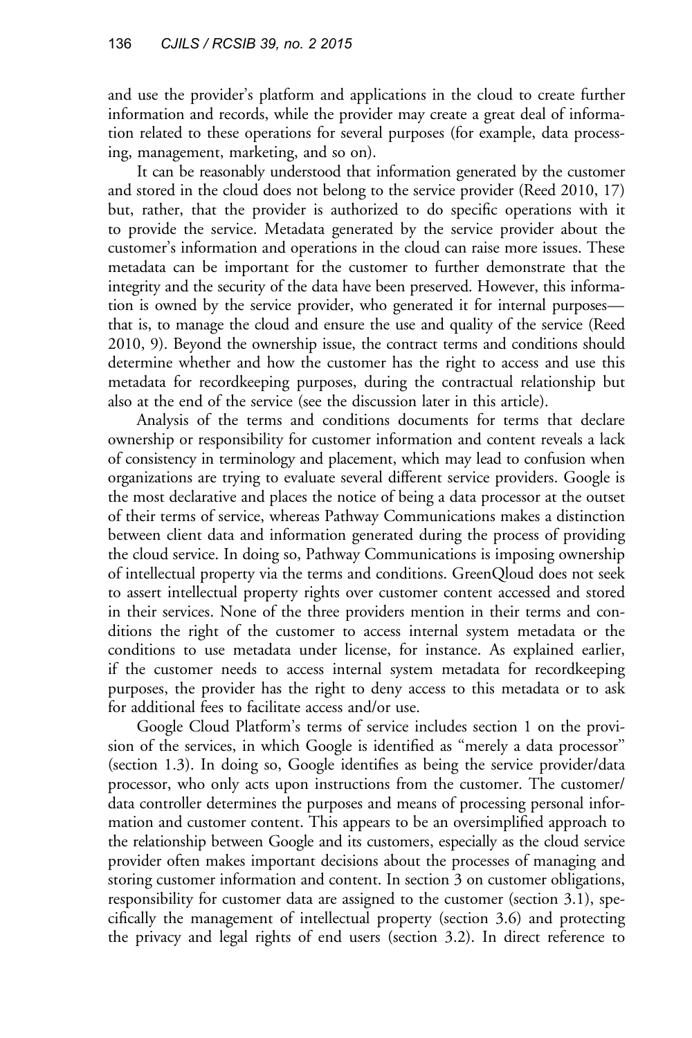and use the provider's platform and applications in the cloud to create further information and records, while the provider may create a great deal of information related to these operations for several purposes (for example, data processing, management, marketing, and so on).

It can be reasonably understood that information generated by the customer and stored in the cloud does not belong to the service provider (Reed 2010, 17) but, rather, that the provider is authorized to do specific operations with it to provide the service. Metadata generated by the service provider about the customer's information and operations in the cloud can raise more issues. These metadata can be important for the customer to further demonstrate that the integrity and the security of the data have been preserved. However, this information is owned by the service provider, who generated it for internal purposes—that is, to manage the cloud and ensure the use and quality of the service (Reed 2010, 9). Beyond the ownership issue, the contract terms and conditions should determine whether and how the customer has the right to access and use this metadata for recordkeeping purposes, during the contractual relationship but also at the end of the service (see the discussion later in this article).

Analysis of the terms and conditions documents for terms that declare ownership or responsibility for customer information and content reveals a lack of consistency in terminology and placement, which may lead to confusion when organizations are trying to evaluate several different service providers. Google is the most declarative and places the notice of being a data processor at the outset of their terms of service, whereas Pathway Communications makes a distinction between client data and information generated during the process of providing the cloud service. In doing so, Pathway Communications is imposing ownership of intellectual property via the terms and conditions. GreenQloud does not seek to assert intellectual property rights over customer content accessed and stored in their services. None of the three providers mention in their terms and conditions the right of the customer to access internal system metadata or the conditions to use metadata under license, for instance. As explained earlier, if the customer needs to access internal system metadata for recordkeeping purposes, the provider has the right to deny access to this metadata or to ask for additional fees to facilitate access and/or use.

Google Cloud Platform's terms of service includes section 1 on the provision of the services, in which Google is identified as "merely a data processor" (section 1.3). In doing so, Google identifies as being the service provider/data processor, who only acts upon instructions from the customer. The customer/data controller determines the purposes and means of processing personal information and customer content. This appears to be an oversimplified approach to the relationship between Google and its customers, especially as the cloud service provider often makes important decisions about the processes of managing and storing customer information and content. In section 3 on customer obligations, responsibility for customer data are assigned to the customer (section 3.1), specifically the management of intellectual property (section 3.6) and protecting the privacy and legal rights of end users (section 3.2). In direct reference to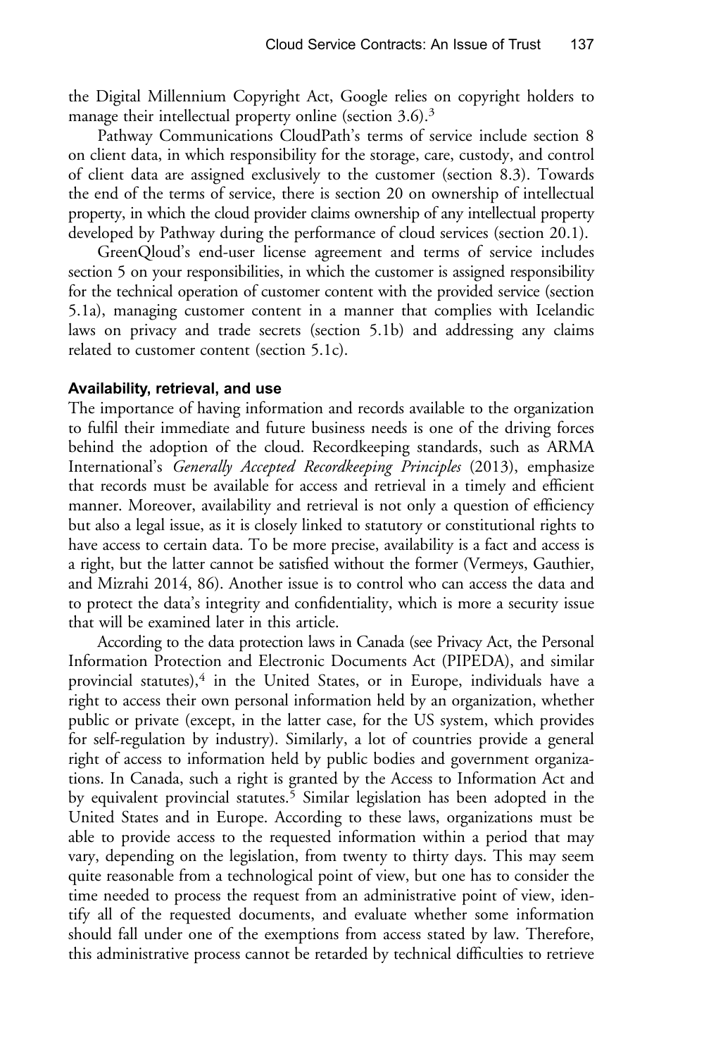the Digital Millennium Copyright Act, Google relies on copyright holders to manage their intellectual property online (section 3.6).[3]

Pathway Communications CloudPath's terms of service include section 8 on client data, in which responsibility for the storage, care, custody, and control of client data are assigned exclusively to the customer (section 8.3). Towards the end of the terms of service, there is section 20 on ownership of intellectual property, in which the cloud provider claims ownership of any intellectual property developed by Pathway during the performance of cloud services (section 20.1).

GreenQloud's end-user license agreement and terms of service includes section 5 on your responsibilities, in which the customer is assigned responsibility for the technical operation of customer content with the provided service (section 5.1a), managing customer content in a manner that complies with Icelandic laws on privacy and trade secrets (section 5.1b) and addressing any claims related to customer content (section 5.1c).

### Availability, retrieval, and use

The importance of having information and records available to the organization to fulfil their immediate and future business needs is one of the driving forces behind the adoption of the cloud. Recordkeeping standards, such as ARMA International's *Generally Accepted Recordkeeping Principles* (2013), emphasize that records must be available for access and retrieval in a timely and efficient manner. Moreover, availability and retrieval is not only a question of efficiency but also a legal issue, as it is closely linked to statutory or constitutional rights to have access to certain data. To be more precise, availability is a fact and access is a right, but the latter cannot be satisfied without the former (Vermeys, Gauthier, and Mizrahi 2014, 86). Another issue is to control who can access the data and to protect the data's integrity and confidentiality, which is more a security issue that will be examined later in this article.

According to the data protection laws in Canada (see Privacy Act, the Personal Information Protection and Electronic Documents Act (PIPEDA), and similar provincial statutes),[4] in the United States, or in Europe, individuals have a right to access their own personal information held by an organization, whether public or private (except, in the latter case, for the US system, which provides for self-regulation by industry). Similarly, a lot of countries provide a general right of access to information held by public bodies and government organizations. In Canada, such a right is granted by the Access to Information Act and by equivalent provincial statutes.[5] Similar legislation has been adopted in the United States and in Europe. According to these laws, organizations must be able to provide access to the requested information within a period that may vary, depending on the legislation, from twenty to thirty days. This may seem quite reasonable from a technological point of view, but one has to consider the time needed to process the request from an administrative point of view, identify all of the requested documents, and evaluate whether some information should fall under one of the exemptions from access stated by law. Therefore, this administrative process cannot be retarded by technical difficulties to retrieve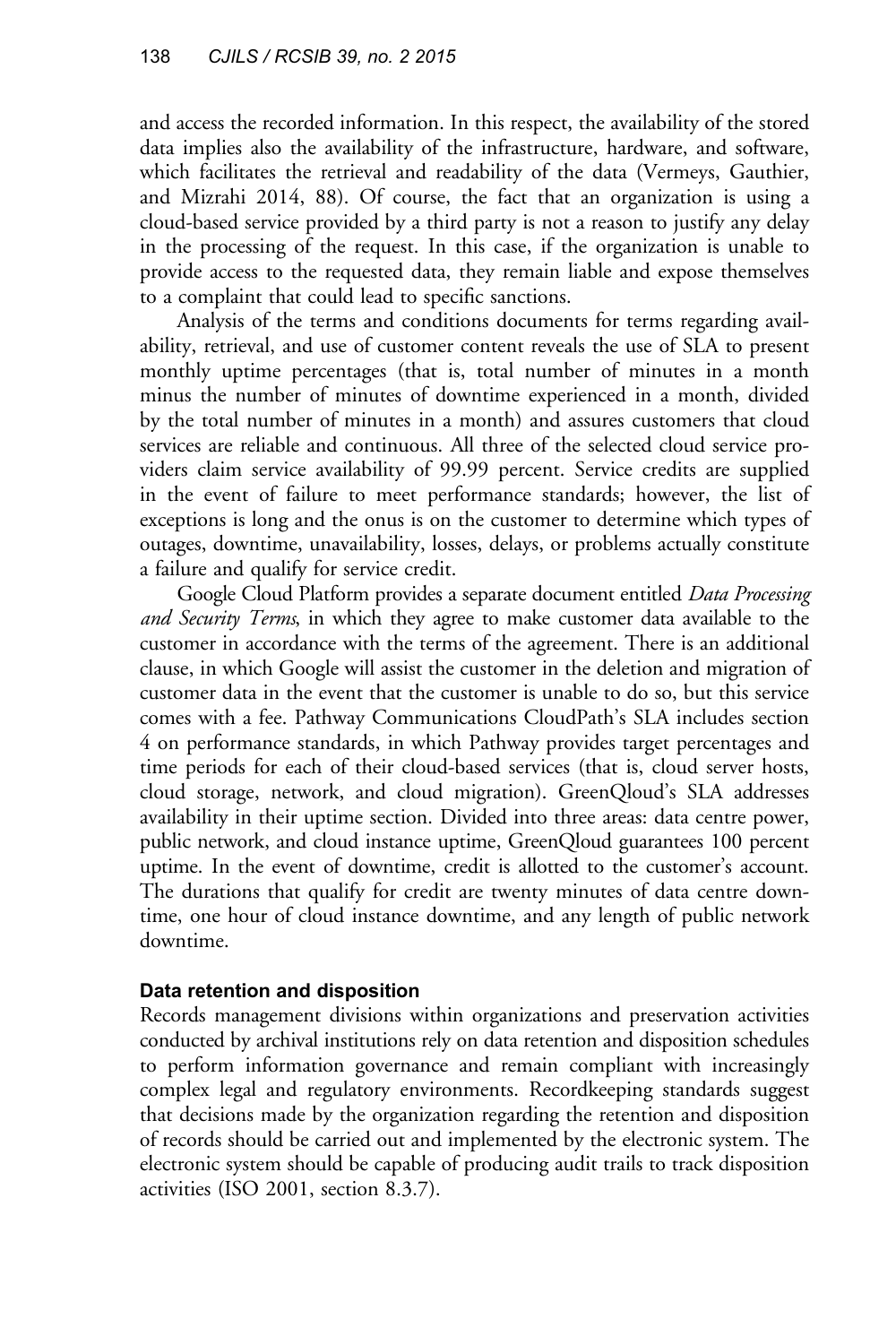and access the recorded information. In this respect, the availability of the stored data implies also the availability of the infrastructure, hardware, and software, which facilitates the retrieval and readability of the data (Vermeys, Gauthier, and Mizrahi 2014, 88). Of course, the fact that an organization is using a cloud-based service provided by a third party is not a reason to justify any delay in the processing of the request. In this case, if the organization is unable to provide access to the requested data, they remain liable and expose themselves to a complaint that could lead to specific sanctions.

Analysis of the terms and conditions documents for terms regarding availability, retrieval, and use of customer content reveals the use of SLA to present monthly uptime percentages (that is, total number of minutes in a month minus the number of minutes of downtime experienced in a month, divided by the total number of minutes in a month) and assures customers that cloud services are reliable and continuous. All three of the selected cloud service providers claim service availability of 99.99 percent. Service credits are supplied in the event of failure to meet performance standards; however, the list of exceptions is long and the onus is on the customer to determine which types of outages, downtime, unavailability, losses, delays, or problems actually constitute a failure and qualify for service credit.

Google Cloud Platform provides a separate document entitled *Data Processing and Security Terms*, in which they agree to make customer data available to the customer in accordance with the terms of the agreement. There is an additional clause, in which Google will assist the customer in the deletion and migration of customer data in the event that the customer is unable to do so, but this service comes with a fee. Pathway Communications CloudPath's SLA includes section 4 on performance standards, in which Pathway provides target percentages and time periods for each of their cloud-based services (that is, cloud server hosts, cloud storage, network, and cloud migration). GreenQloud's SLA addresses availability in their uptime section. Divided into three areas: data centre power, public network, and cloud instance uptime, GreenQloud guarantees 100 percent uptime. In the event of downtime, credit is allotted to the customer's account. The durations that qualify for credit are twenty minutes of data centre downtime, one hour of cloud instance downtime, and any length of public network downtime.

### Data retention and disposition

Records management divisions within organizations and preservation activities conducted by archival institutions rely on data retention and disposition schedules to perform information governance and remain compliant with increasingly complex legal and regulatory environments. Recordkeeping standards suggest that decisions made by the organization regarding the retention and disposition of records should be carried out and implemented by the electronic system. The electronic system should be capable of producing audit trails to track disposition activities (ISO 2001, section 8.3.7).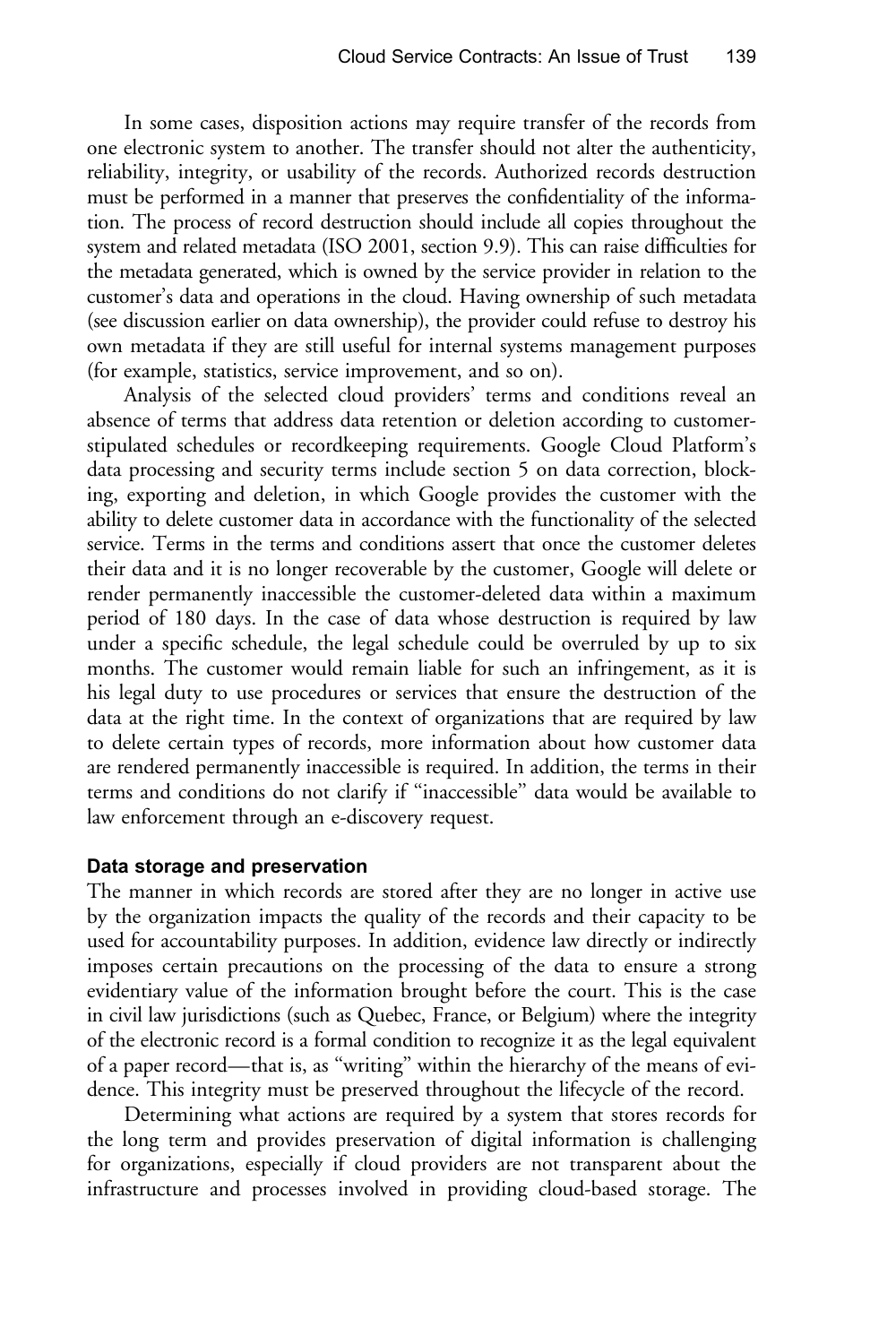In some cases, disposition actions may require transfer of the records from one electronic system to another. The transfer should not alter the authenticity, reliability, integrity, or usability of the records. Authorized records destruction must be performed in a manner that preserves the confidentiality of the information. The process of record destruction should include all copies throughout the system and related metadata (ISO 2001, section 9.9). This can raise difficulties for the metadata generated, which is owned by the service provider in relation to the customer's data and operations in the cloud. Having ownership of such metadata (see discussion earlier on data ownership), the provider could refuse to destroy his own metadata if they are still useful for internal systems management purposes (for example, statistics, service improvement, and so on).

Analysis of the selected cloud providers' terms and conditions reveal an absence of terms that address data retention or deletion according to customer-stipulated schedules or recordkeeping requirements. Google Cloud Platform's data processing and security terms include section 5 on data correction, blocking, exporting and deletion, in which Google provides the customer with the ability to delete customer data in accordance with the functionality of the selected service. Terms in the terms and conditions assert that once the customer deletes their data and it is no longer recoverable by the customer, Google will delete or render permanently inaccessible the customer-deleted data within a maximum period of 180 days. In the case of data whose destruction is required by law under a specific schedule, the legal schedule could be overruled by up to six months. The customer would remain liable for such an infringement, as it is his legal duty to use procedures or services that ensure the destruction of the data at the right time. In the context of organizations that are required by law to delete certain types of records, more information about how customer data are rendered permanently inaccessible is required. In addition, the terms in their terms and conditions do not clarify if "inaccessible" data would be available to law enforcement through an e-discovery request.

### Data storage and preservation

The manner in which records are stored after they are no longer in active use by the organization impacts the quality of the records and their capacity to be used for accountability purposes. In addition, evidence law directly or indirectly imposes certain precautions on the processing of the data to ensure a strong evidentiary value of the information brought before the court. This is the case in civil law jurisdictions (such as Quebec, France, or Belgium) where the integrity of the electronic record is a formal condition to recognize it as the legal equivalent of a paper record—that is, as "writing" within the hierarchy of the means of evidence. This integrity must be preserved throughout the lifecycle of the record.

Determining what actions are required by a system that stores records for the long term and provides preservation of digital information is challenging for organizations, especially if cloud providers are not transparent about the infrastructure and processes involved in providing cloud-based storage. The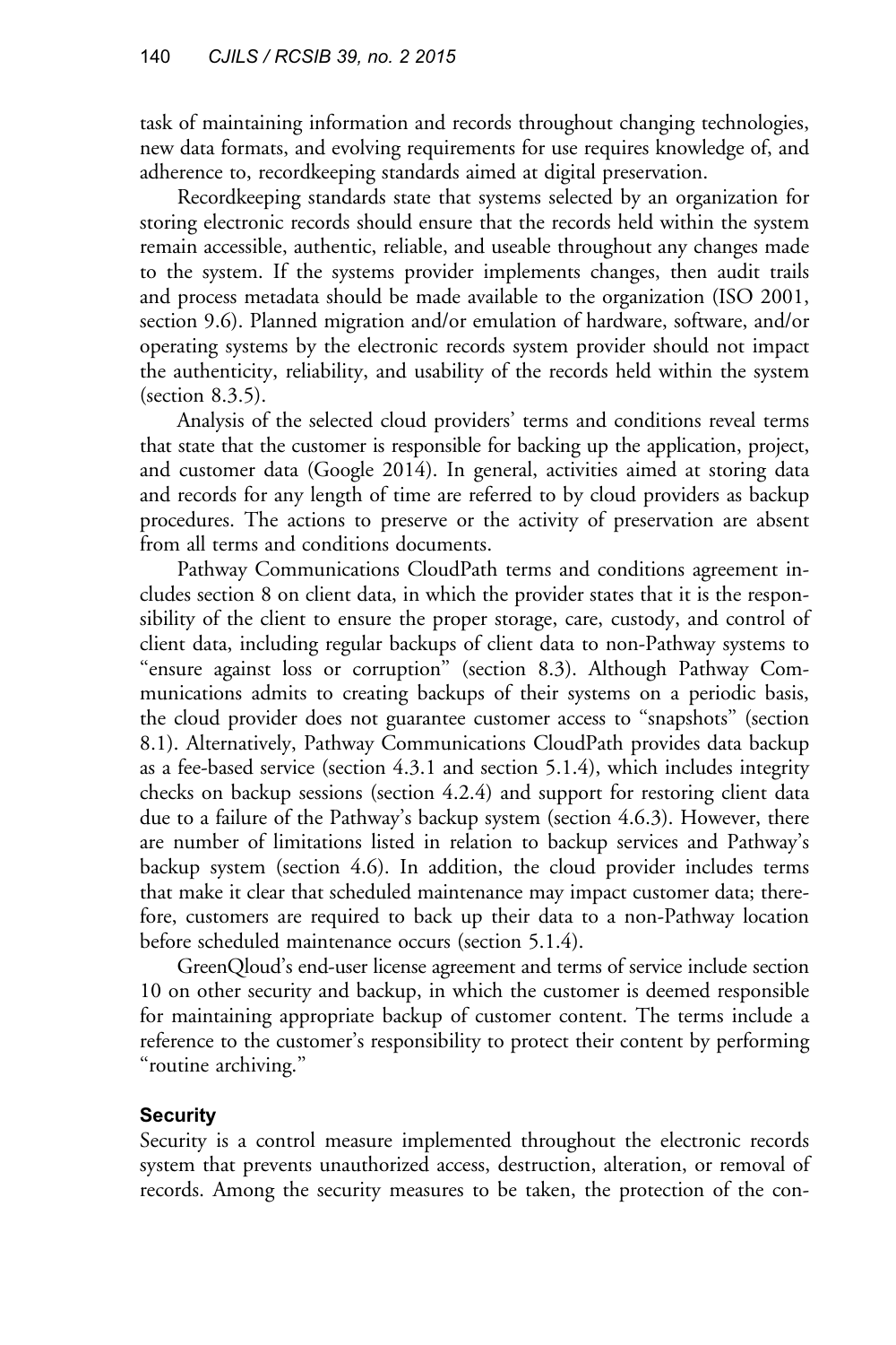task of maintaining information and records throughout changing technologies, new data formats, and evolving requirements for use requires knowledge of, and adherence to, recordkeeping standards aimed at digital preservation.

Recordkeeping standards state that systems selected by an organization for storing electronic records should ensure that the records held within the system remain accessible, authentic, reliable, and useable throughout any changes made to the system. If the systems provider implements changes, then audit trails and process metadata should be made available to the organization (ISO 2001, section 9.6). Planned migration and/or emulation of hardware, software, and/or operating systems by the electronic records system provider should not impact the authenticity, reliability, and usability of the records held within the system (section 8.3.5).

Analysis of the selected cloud providers' terms and conditions reveal terms that state that the customer is responsible for backing up the application, project, and customer data (Google 2014). In general, activities aimed at storing data and records for any length of time are referred to by cloud providers as backup procedures. The actions to preserve or the activity of preservation are absent from all terms and conditions documents.

Pathway Communications CloudPath terms and conditions agreement includes section 8 on client data, in which the provider states that it is the responsibility of the client to ensure the proper storage, care, custody, and control of client data, including regular backups of client data to non-Pathway systems to "ensure against loss or corruption" (section 8.3). Although Pathway Communications admits to creating backups of their systems on a periodic basis, the cloud provider does not guarantee customer access to "snapshots" (section 8.1). Alternatively, Pathway Communications CloudPath provides data backup as a fee-based service (section 4.3.1 and section 5.1.4), which includes integrity checks on backup sessions (section 4.2.4) and support for restoring client data due to a failure of the Pathway's backup system (section 4.6.3). However, there are number of limitations listed in relation to backup services and Pathway's backup system (section 4.6). In addition, the cloud provider includes terms that make it clear that scheduled maintenance may impact customer data; therefore, customers are required to back up their data to a non-Pathway location before scheduled maintenance occurs (section 5.1.4).

GreenQloud's end-user license agreement and terms of service include section 10 on other security and backup, in which the customer is deemed responsible for maintaining appropriate backup of customer content. The terms include a reference to the customer's responsibility to protect their content by performing "routine archiving."

### Security

Security is a control measure implemented throughout the electronic records system that prevents unauthorized access, destruction, alteration, or removal of records. Among the security measures to be taken, the protection of the con-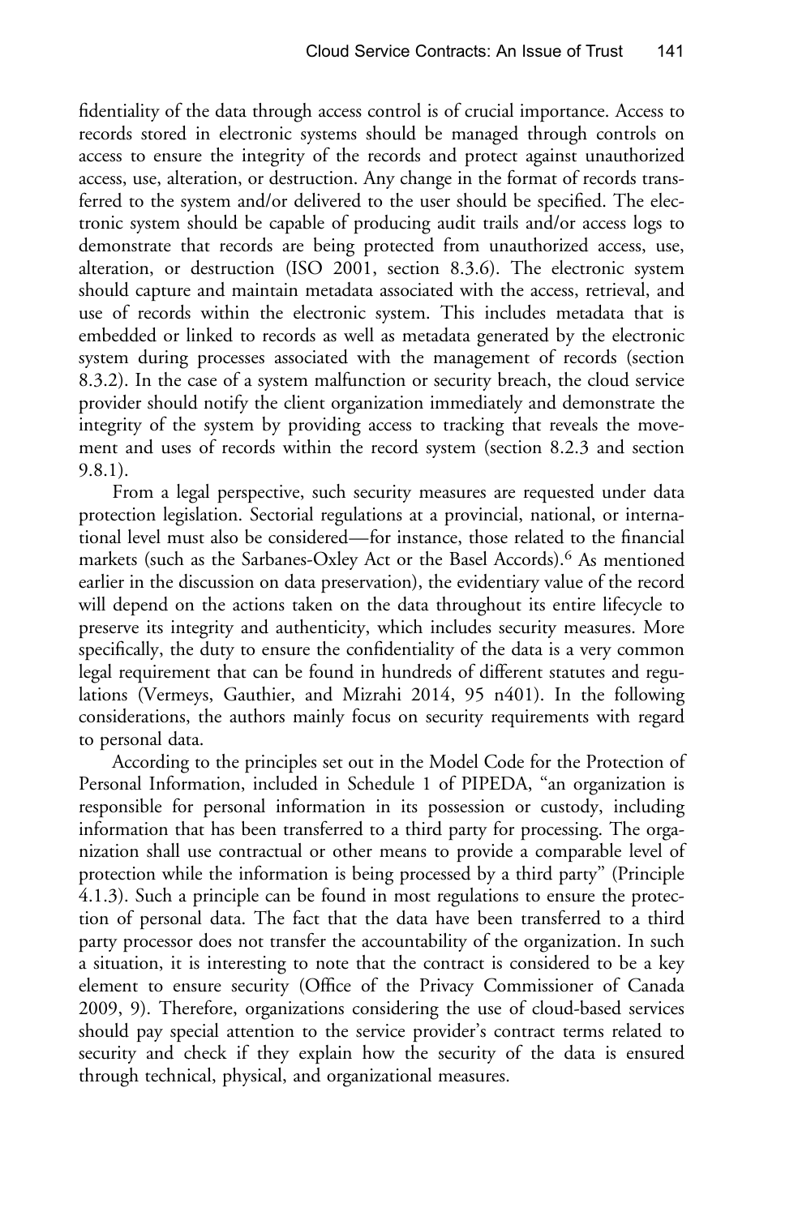fidentiality of the data through access control is of crucial importance. Access to records stored in electronic systems should be managed through controls on access to ensure the integrity of the records and protect against unauthorized access, use, alteration, or destruction. Any change in the format of records transferred to the system and/or delivered to the user should be specified. The electronic system should be capable of producing audit trails and/or access logs to demonstrate that records are being protected from unauthorized access, use, alteration, or destruction (ISO 2001, section 8.3.6). The electronic system should capture and maintain metadata associated with the access, retrieval, and use of records within the electronic system. This includes metadata that is embedded or linked to records as well as metadata generated by the electronic system during processes associated with the management of records (section 8.3.2). In the case of a system malfunction or security breach, the cloud service provider should notify the client organization immediately and demonstrate the integrity of the system by providing access to tracking that reveals the movement and uses of records within the record system (section 8.2.3 and section 9.8.1).

From a legal perspective, such security measures are requested under data protection legislation. Sectorial regulations at a provincial, national, or international level must also be considered—for instance, those related to the financial markets (such as the Sarbanes-Oxley Act or the Basel Accords).[6] As mentioned earlier in the discussion on data preservation), the evidentiary value of the record will depend on the actions taken on the data throughout its entire lifecycle to preserve its integrity and authenticity, which includes security measures. More specifically, the duty to ensure the confidentiality of the data is a very common legal requirement that can be found in hundreds of different statutes and regulations (Vermeys, Gauthier, and Mizrahi 2014, 95 n401). In the following considerations, the authors mainly focus on security requirements with regard to personal data.

According to the principles set out in the Model Code for the Protection of Personal Information, included in Schedule 1 of PIPEDA, "an organization is responsible for personal information in its possession or custody, including information that has been transferred to a third party for processing. The organization shall use contractual or other means to provide a comparable level of protection while the information is being processed by a third party" (Principle 4.1.3). Such a principle can be found in most regulations to ensure the protection of personal data. The fact that the data have been transferred to a third party processor does not transfer the accountability of the organization. In such a situation, it is interesting to note that the contract is considered to be a key element to ensure security (Office of the Privacy Commissioner of Canada 2009, 9). Therefore, organizations considering the use of cloud-based services should pay special attention to the service provider's contract terms related to security and check if they explain how the security of the data is ensured through technical, physical, and organizational measures.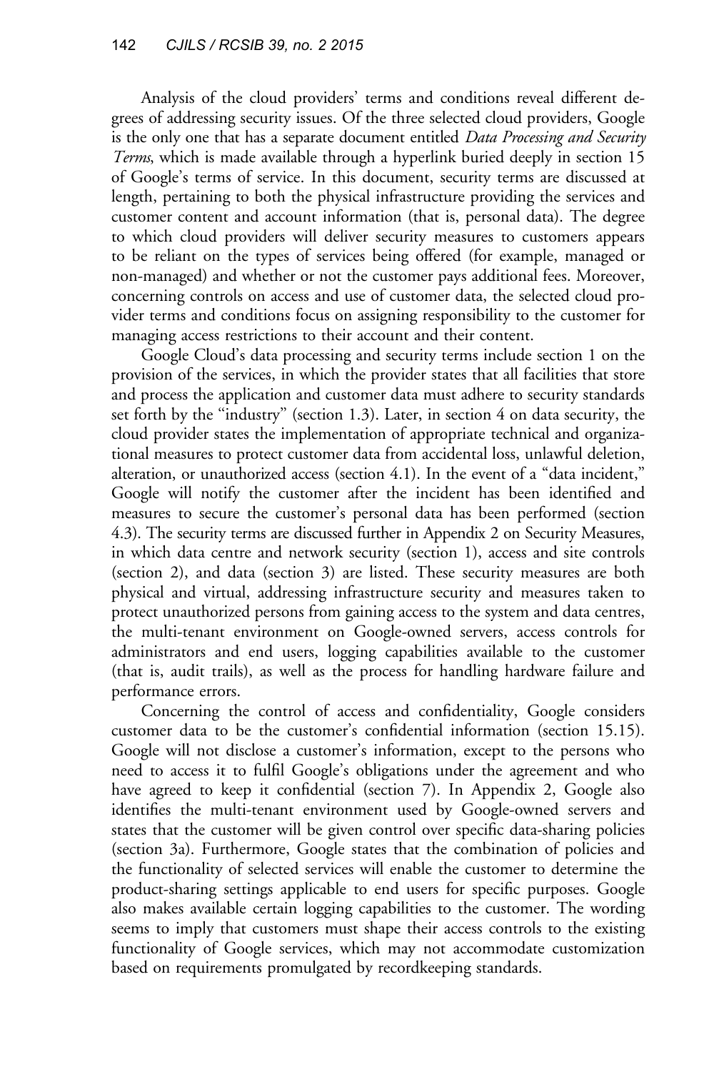Analysis of the cloud providers' terms and conditions reveal different degrees of addressing security issues. Of the three selected cloud providers, Google is the only one that has a separate document entitled *Data Processing and Security Terms*, which is made available through a hyperlink buried deeply in section 15 of Google's terms of service. In this document, security terms are discussed at length, pertaining to both the physical infrastructure providing the services and customer content and account information (that is, personal data). The degree to which cloud providers will deliver security measures to customers appears to be reliant on the types of services being offered (for example, managed or non-managed) and whether or not the customer pays additional fees. Moreover, concerning controls on access and use of customer data, the selected cloud provider terms and conditions focus on assigning responsibility to the customer for managing access restrictions to their account and their content.

Google Cloud's data processing and security terms include section 1 on the provision of the services, in which the provider states that all facilities that store and process the application and customer data must adhere to security standards set forth by the "industry" (section 1.3). Later, in section 4 on data security, the cloud provider states the implementation of appropriate technical and organizational measures to protect customer data from accidental loss, unlawful deletion, alteration, or unauthorized access (section 4.1). In the event of a "data incident," Google will notify the customer after the incident has been identified and measures to secure the customer's personal data has been performed (section 4.3). The security terms are discussed further in Appendix 2 on Security Measures, in which data centre and network security (section 1), access and site controls (section 2), and data (section 3) are listed. These security measures are both physical and virtual, addressing infrastructure security and measures taken to protect unauthorized persons from gaining access to the system and data centres, the multi-tenant environment on Google-owned servers, access controls for administrators and end users, logging capabilities available to the customer (that is, audit trails), as well as the process for handling hardware failure and performance errors.

Concerning the control of access and confidentiality, Google considers customer data to be the customer's confidential information (section 15.15). Google will not disclose a customer's information, except to the persons who need to access it to fulfil Google's obligations under the agreement and who have agreed to keep it confidential (section 7). In Appendix 2, Google also identifies the multi-tenant environment used by Google-owned servers and states that the customer will be given control over specific data-sharing policies (section 3a). Furthermore, Google states that the combination of policies and the functionality of selected services will enable the customer to determine the product-sharing settings applicable to end users for specific purposes. Google also makes available certain logging capabilities to the customer. The wording seems to imply that customers must shape their access controls to the existing functionality of Google services, which may not accommodate customization based on requirements promulgated by recordkeeping standards.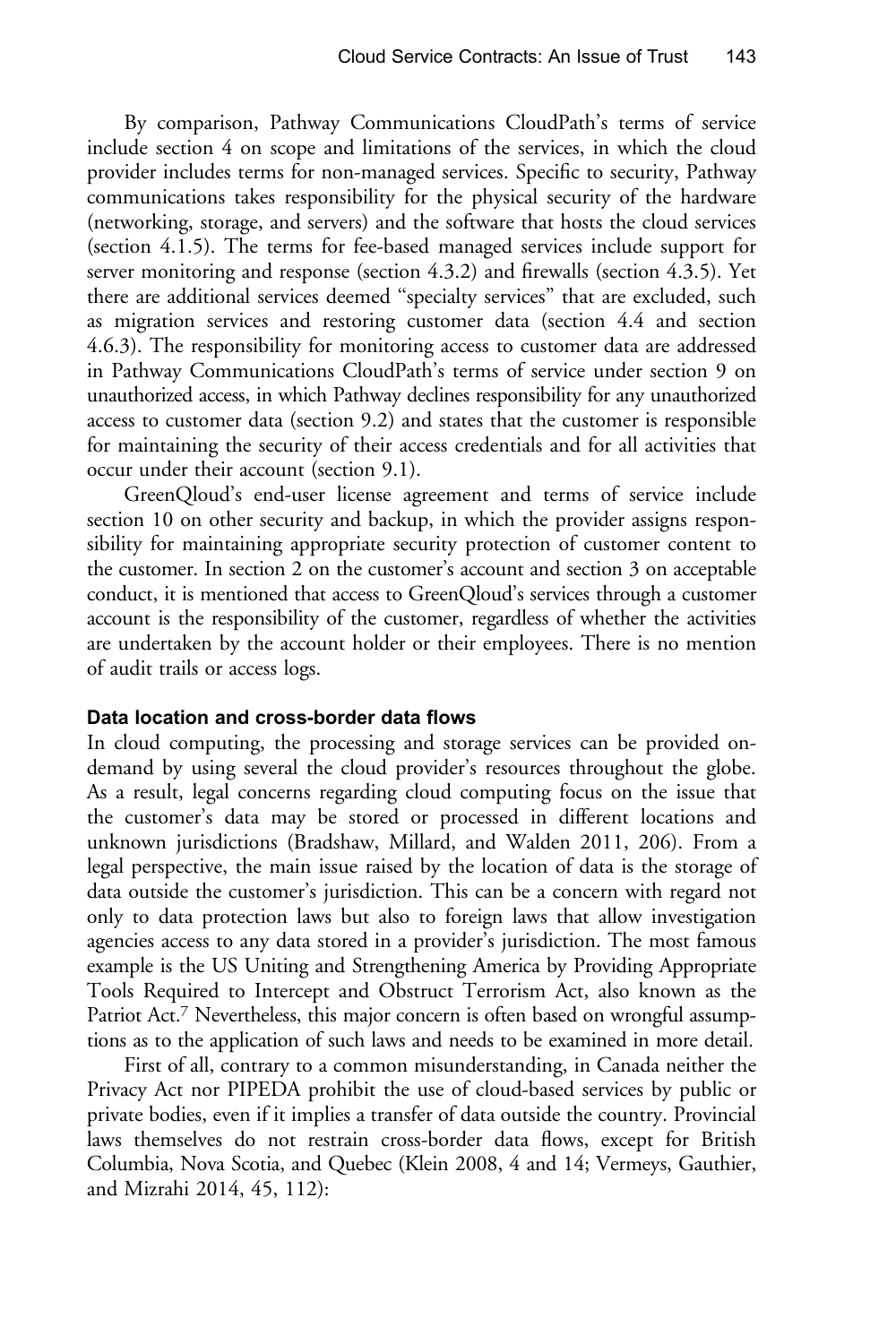By comparison, Pathway Communications CloudPath's terms of service include section 4 on scope and limitations of the services, in which the cloud provider includes terms for non-managed services. Specific to security, Pathway communications takes responsibility for the physical security of the hardware (networking, storage, and servers) and the software that hosts the cloud services (section 4.1.5). The terms for fee-based managed services include support for server monitoring and response (section 4.3.2) and firewalls (section 4.3.5). Yet there are additional services deemed "specialty services" that are excluded, such as migration services and restoring customer data (section 4.4 and section 4.6.3). The responsibility for monitoring access to customer data are addressed in Pathway Communications CloudPath's terms of service under section 9 on unauthorized access, in which Pathway declines responsibility for any unauthorized access to customer data (section 9.2) and states that the customer is responsible for maintaining the security of their access credentials and for all activities that occur under their account (section 9.1).

GreenQloud's end-user license agreement and terms of service include section 10 on other security and backup, in which the provider assigns responsibility for maintaining appropriate security protection of customer content to the customer. In section 2 on the customer's account and section 3 on acceptable conduct, it is mentioned that access to GreenQloud's services through a customer account is the responsibility of the customer, regardless of whether the activities are undertaken by the account holder or their employees. There is no mention of audit trails or access logs.

### Data location and cross-border data flows

In cloud computing, the processing and storage services can be provided on-demand by using several the cloud provider's resources throughout the globe. As a result, legal concerns regarding cloud computing focus on the issue that the customer's data may be stored or processed in different locations and unknown jurisdictions (Bradshaw, Millard, and Walden 2011, 206). From a legal perspective, the main issue raised by the location of data is the storage of data outside the customer's jurisdiction. This can be a concern with regard not only to data protection laws but also to foreign laws that allow investigation agencies access to any data stored in a provider's jurisdiction. The most famous example is the US Uniting and Strengthening America by Providing Appropriate Tools Required to Intercept and Obstruct Terrorism Act, also known as the Patriot Act.[7] Nevertheless, this major concern is often based on wrongful assumptions as to the application of such laws and needs to be examined in more detail.

First of all, contrary to a common misunderstanding, in Canada neither the Privacy Act nor PIPEDA prohibit the use of cloud-based services by public or private bodies, even if it implies a transfer of data outside the country. Provincial laws themselves do not restrain cross-border data flows, except for British Columbia, Nova Scotia, and Quebec (Klein 2008, 4 and 14; Vermeys, Gauthier, and Mizrahi 2014, 45, 112):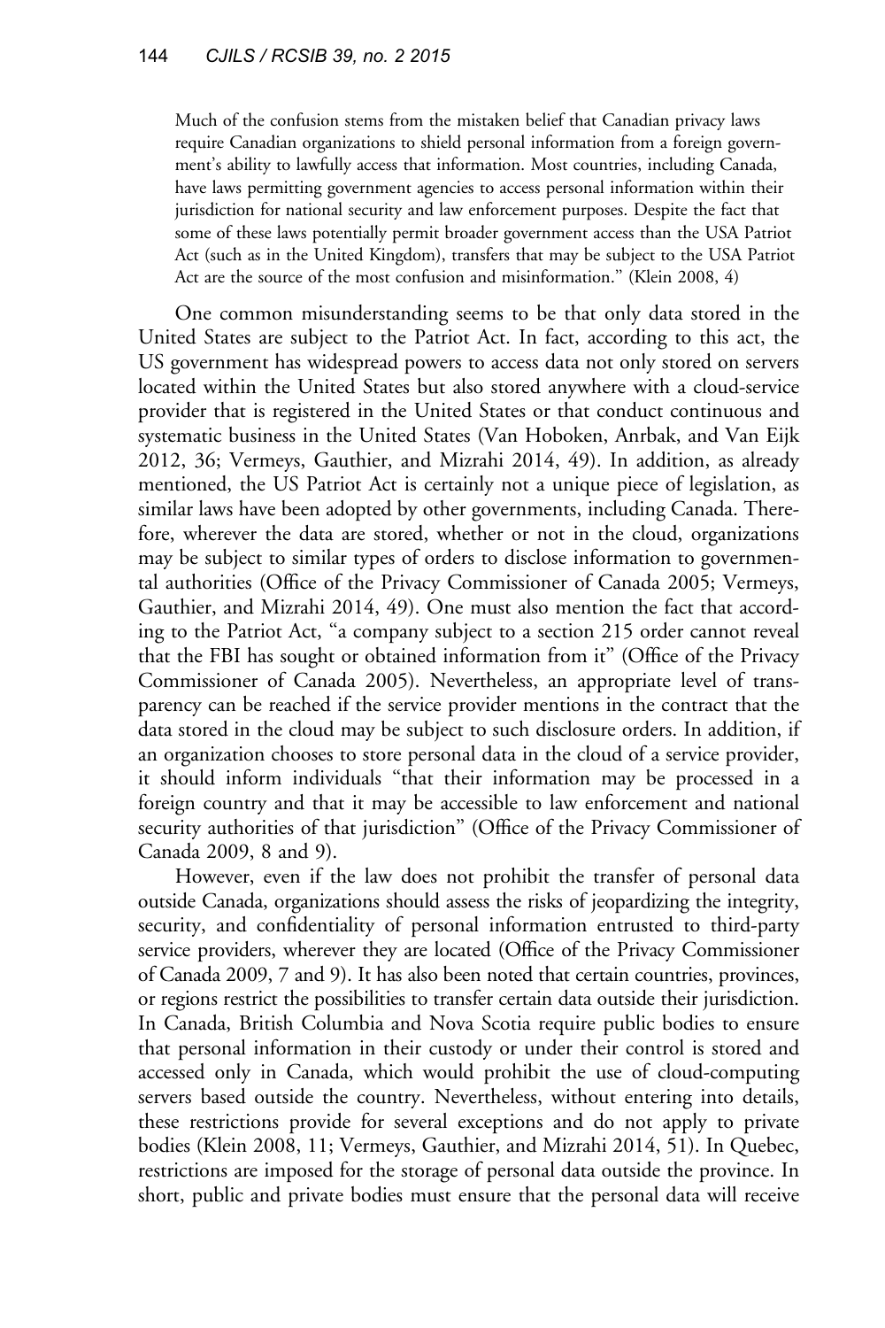> Much of the confusion stems from the mistaken belief that Canadian privacy laws require Canadian organizations to shield personal information from a foreign government's ability to lawfully access that information. Most countries, including Canada, have laws permitting government agencies to access personal information within their jurisdiction for national security and law enforcement purposes. Despite the fact that some of these laws potentially permit broader government access than the USA Patriot Act (such as in the United Kingdom), transfers that may be subject to the USA Patriot Act are the source of the most confusion and misinformation." (Klein 2008, 4)

One common misunderstanding seems to be that only data stored in the United States are subject to the Patriot Act. In fact, according to this act, the US government has widespread powers to access data not only stored on servers located within the United States but also stored anywhere with a cloud-service provider that is registered in the United States or that conduct continuous and systematic business in the United States (Van Hoboken, Anrbak, and Van Eijk 2012, 36; Vermeys, Gauthier, and Mizrahi 2014, 49). In addition, as already mentioned, the US Patriot Act is certainly not a unique piece of legislation, as similar laws have been adopted by other governments, including Canada. Therefore, wherever the data are stored, whether or not in the cloud, organizations may be subject to similar types of orders to disclose information to governmental authorities (Office of the Privacy Commissioner of Canada 2005; Vermeys, Gauthier, and Mizrahi 2014, 49). One must also mention the fact that according to the Patriot Act, "a company subject to a section 215 order cannot reveal that the FBI has sought or obtained information from it" (Office of the Privacy Commissioner of Canada 2005). Nevertheless, an appropriate level of transparency can be reached if the service provider mentions in the contract that the data stored in the cloud may be subject to such disclosure orders. In addition, if an organization chooses to store personal data in the cloud of a service provider, it should inform individuals "that their information may be processed in a foreign country and that it may be accessible to law enforcement and national security authorities of that jurisdiction" (Office of the Privacy Commissioner of Canada 2009, 8 and 9).

However, even if the law does not prohibit the transfer of personal data outside Canada, organizations should assess the risks of jeopardizing the integrity, security, and confidentiality of personal information entrusted to third-party service providers, wherever they are located (Office of the Privacy Commissioner of Canada 2009, 7 and 9). It has also been noted that certain countries, provinces, or regions restrict the possibilities to transfer certain data outside their jurisdiction. In Canada, British Columbia and Nova Scotia require public bodies to ensure that personal information in their custody or under their control is stored and accessed only in Canada, which would prohibit the use of cloud-computing servers based outside the country. Nevertheless, without entering into details, these restrictions provide for several exceptions and do not apply to private bodies (Klein 2008, 11; Vermeys, Gauthier, and Mizrahi 2014, 51). In Quebec, restrictions are imposed for the storage of personal data outside the province. In short, public and private bodies must ensure that the personal data will receive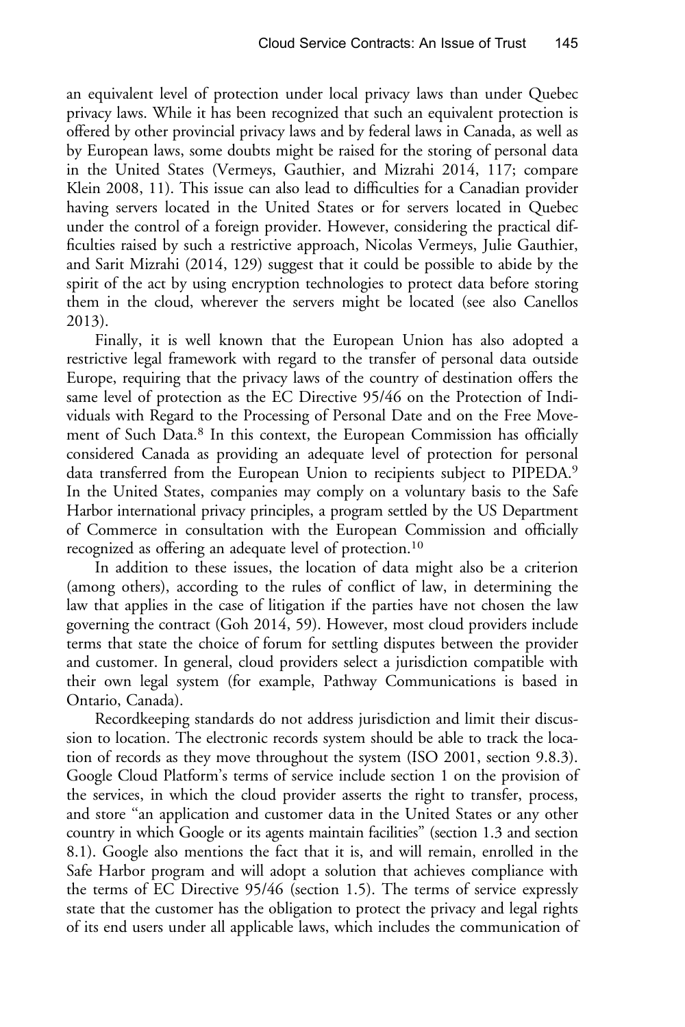an equivalent level of protection under local privacy laws than under Quebec privacy laws. While it has been recognized that such an equivalent protection is offered by other provincial privacy laws and by federal laws in Canada, as well as by European laws, some doubts might be raised for the storing of personal data in the United States (Vermeys, Gauthier, and Mizrahi 2014, 117; compare Klein 2008, 11). This issue can also lead to difficulties for a Canadian provider having servers located in the United States or for servers located in Quebec under the control of a foreign provider. However, considering the practical difficulties raised by such a restrictive approach, Nicolas Vermeys, Julie Gauthier, and Sarit Mizrahi (2014, 129) suggest that it could be possible to abide by the spirit of the act by using encryption technologies to protect data before storing them in the cloud, wherever the servers might be located (see also Canellos 2013).

Finally, it is well known that the European Union has also adopted a restrictive legal framework with regard to the transfer of personal data outside Europe, requiring that the privacy laws of the country of destination offers the same level of protection as the EC Directive 95/46 on the Protection of Individuals with Regard to the Processing of Personal Date and on the Free Movement of Such Data.[8] In this context, the European Commission has officially considered Canada as providing an adequate level of protection for personal data transferred from the European Union to recipients subject to PIPEDA.[9] In the United States, companies may comply on a voluntary basis to the Safe Harbor international privacy principles, a program settled by the US Department of Commerce in consultation with the European Commission and officially recognized as offering an adequate level of protection.[10]

In addition to these issues, the location of data might also be a criterion (among others), according to the rules of conflict of law, in determining the law that applies in the case of litigation if the parties have not chosen the law governing the contract (Goh 2014, 59). However, most cloud providers include terms that state the choice of forum for settling disputes between the provider and customer. In general, cloud providers select a jurisdiction compatible with their own legal system (for example, Pathway Communications is based in Ontario, Canada).

Recordkeeping standards do not address jurisdiction and limit their discussion to location. The electronic records system should be able to track the location of records as they move throughout the system (ISO 2001, section 9.8.3). Google Cloud Platform's terms of service include section 1 on the provision of the services, in which the cloud provider asserts the right to transfer, process, and store "an application and customer data in the United States or any other country in which Google or its agents maintain facilities" (section 1.3 and section 8.1). Google also mentions the fact that it is, and will remain, enrolled in the Safe Harbor program and will adopt a solution that achieves compliance with the terms of EC Directive 95/46 (section 1.5). The terms of service expressly state that the customer has the obligation to protect the privacy and legal rights of its end users under all applicable laws, which includes the communication of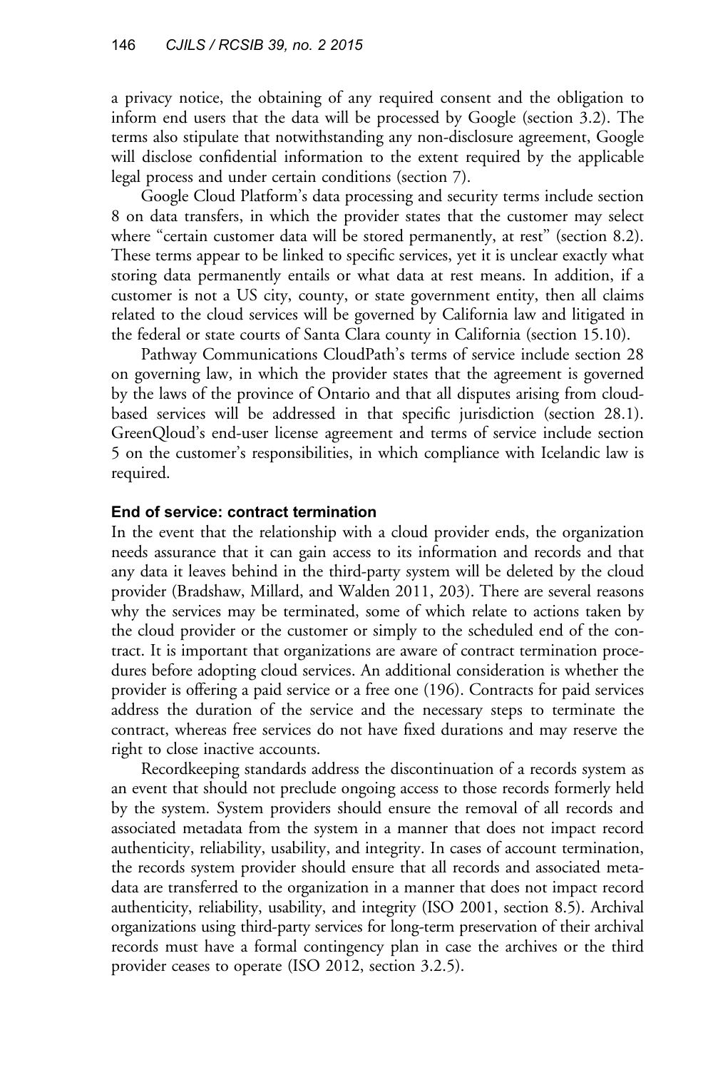a privacy notice, the obtaining of any required consent and the obligation to inform end users that the data will be processed by Google (section 3.2). The terms also stipulate that notwithstanding any non-disclosure agreement, Google will disclose confidential information to the extent required by the applicable legal process and under certain conditions (section 7).

Google Cloud Platform's data processing and security terms include section 8 on data transfers, in which the provider states that the customer may select where "certain customer data will be stored permanently, at rest" (section 8.2). These terms appear to be linked to specific services, yet it is unclear exactly what storing data permanently entails or what data at rest means. In addition, if a customer is not a US city, county, or state government entity, then all claims related to the cloud services will be governed by California law and litigated in the federal or state courts of Santa Clara county in California (section 15.10).

Pathway Communications CloudPath's terms of service include section 28 on governing law, in which the provider states that the agreement is governed by the laws of the province of Ontario and that all disputes arising from cloud-based services will be addressed in that specific jurisdiction (section 28.1). GreenQloud's end-user license agreement and terms of service include section 5 on the customer's responsibilities, in which compliance with Icelandic law is required.

### End of service: contract termination

In the event that the relationship with a cloud provider ends, the organization needs assurance that it can gain access to its information and records and that any data it leaves behind in the third-party system will be deleted by the cloud provider (Bradshaw, Millard, and Walden 2011, 203). There are several reasons why the services may be terminated, some of which relate to actions taken by the cloud provider or the customer or simply to the scheduled end of the contract. It is important that organizations are aware of contract termination procedures before adopting cloud services. An additional consideration is whether the provider is offering a paid service or a free one (196). Contracts for paid services address the duration of the service and the necessary steps to terminate the contract, whereas free services do not have fixed durations and may reserve the right to close inactive accounts.

Recordkeeping standards address the discontinuation of a records system as an event that should not preclude ongoing access to those records formerly held by the system. System providers should ensure the removal of all records and associated metadata from the system in a manner that does not impact record authenticity, reliability, usability, and integrity. In cases of account termination, the records system provider should ensure that all records and associated metadata are transferred to the organization in a manner that does not impact record authenticity, reliability, usability, and integrity (ISO 2001, section 8.5). Archival organizations using third-party services for long-term preservation of their archival records must have a formal contingency plan in case the archives or the third provider ceases to operate (ISO 2012, section 3.2.5).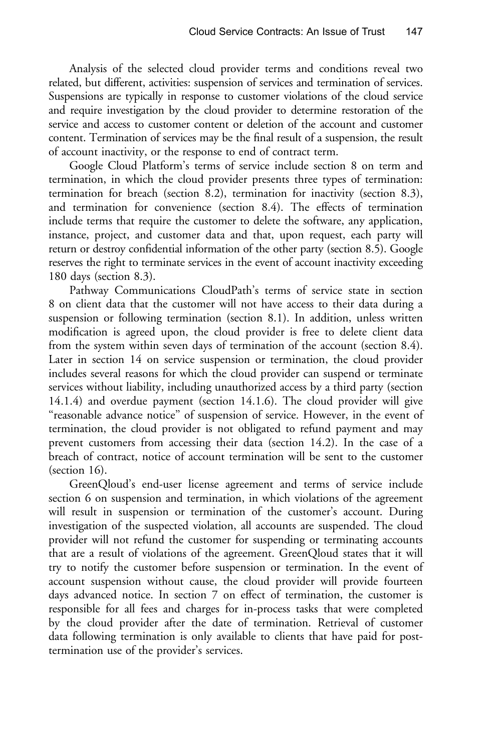Analysis of the selected cloud provider terms and conditions reveal two related, but different, activities: suspension of services and termination of services. Suspensions are typically in response to customer violations of the cloud service and require investigation by the cloud provider to determine restoration of the service and access to customer content or deletion of the account and customer content. Termination of services may be the final result of a suspension, the result of account inactivity, or the response to end of contract term.

Google Cloud Platform's terms of service include section 8 on term and termination, in which the cloud provider presents three types of termination: termination for breach (section 8.2), termination for inactivity (section 8.3), and termination for convenience (section 8.4). The effects of termination include terms that require the customer to delete the software, any application, instance, project, and customer data and that, upon request, each party will return or destroy confidential information of the other party (section 8.5). Google reserves the right to terminate services in the event of account inactivity exceeding 180 days (section 8.3).

Pathway Communications CloudPath's terms of service state in section 8 on client data that the customer will not have access to their data during a suspension or following termination (section 8.1). In addition, unless written modification is agreed upon, the cloud provider is free to delete client data from the system within seven days of termination of the account (section 8.4). Later in section 14 on service suspension or termination, the cloud provider includes several reasons for which the cloud provider can suspend or terminate services without liability, including unauthorized access by a third party (section 14.1.4) and overdue payment (section 14.1.6). The cloud provider will give "reasonable advance notice" of suspension of service. However, in the event of termination, the cloud provider is not obligated to refund payment and may prevent customers from accessing their data (section 14.2). In the case of a breach of contract, notice of account termination will be sent to the customer (section 16).

GreenQloud's end-user license agreement and terms of service include section 6 on suspension and termination, in which violations of the agreement will result in suspension or termination of the customer's account. During investigation of the suspected violation, all accounts are suspended. The cloud provider will not refund the customer for suspending or terminating accounts that are a result of violations of the agreement. GreenQloud states that it will try to notify the customer before suspension or termination. In the event of account suspension without cause, the cloud provider will provide fourteen days advanced notice. In section 7 on effect of termination, the customer is responsible for all fees and charges for in-process tasks that were completed by the cloud provider after the date of termination. Retrieval of customer data following termination is only available to clients that have paid for post-termination use of the provider's services.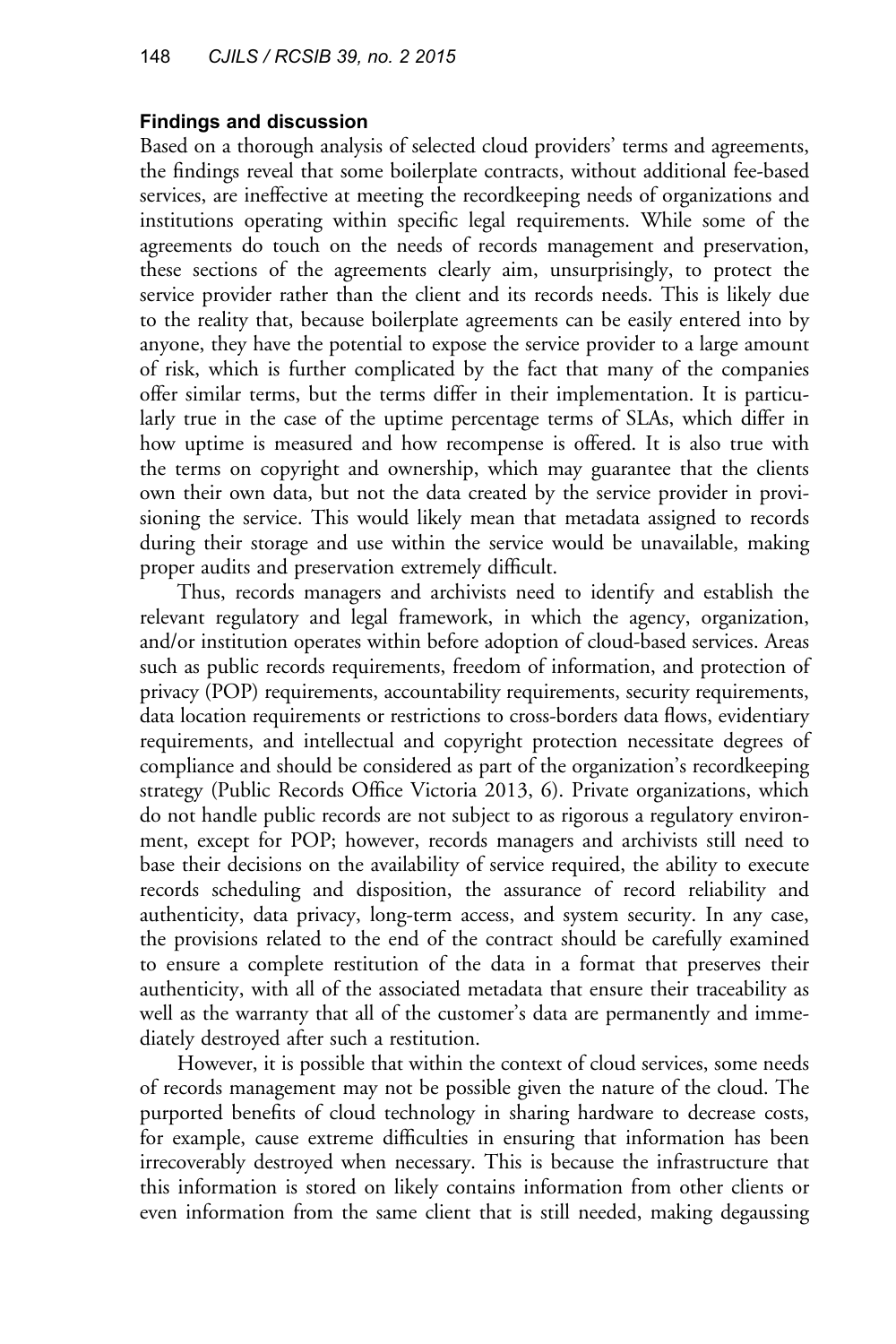### Findings and discussion

Based on a thorough analysis of selected cloud providers' terms and agreements, the findings reveal that some boilerplate contracts, without additional fee-based services, are ineffective at meeting the recordkeeping needs of organizations and institutions operating within specific legal requirements. While some of the agreements do touch on the needs of records management and preservation, these sections of the agreements clearly aim, unsurprisingly, to protect the service provider rather than the client and its records needs. This is likely due to the reality that, because boilerplate agreements can be easily entered into by anyone, they have the potential to expose the service provider to a large amount of risk, which is further complicated by the fact that many of the companies offer similar terms, but the terms differ in their implementation. It is particularly true in the case of the uptime percentage terms of SLAs, which differ in how uptime is measured and how recompense is offered. It is also true with the terms on copyright and ownership, which may guarantee that the clients own their own data, but not the data created by the service provider in provisioning the service. This would likely mean that metadata assigned to records during their storage and use within the service would be unavailable, making proper audits and preservation extremely difficult.

Thus, records managers and archivists need to identify and establish the relevant regulatory and legal framework, in which the agency, organization, and/or institution operates within before adoption of cloud-based services. Areas such as public records requirements, freedom of information, and protection of privacy (POP) requirements, accountability requirements, security requirements, data location requirements or restrictions to cross-borders data flows, evidentiary requirements, and intellectual and copyright protection necessitate degrees of compliance and should be considered as part of the organization's recordkeeping strategy (Public Records Office Victoria 2013, 6). Private organizations, which do not handle public records are not subject to as rigorous a regulatory environment, except for POP; however, records managers and archivists still need to base their decisions on the availability of service required, the ability to execute records scheduling and disposition, the assurance of record reliability and authenticity, data privacy, long-term access, and system security. In any case, the provisions related to the end of the contract should be carefully examined to ensure a complete restitution of the data in a format that preserves their authenticity, with all of the associated metadata that ensure their traceability as well as the warranty that all of the customer's data are permanently and immediately destroyed after such a restitution.

However, it is possible that within the context of cloud services, some needs of records management may not be possible given the nature of the cloud. The purported benefits of cloud technology in sharing hardware to decrease costs, for example, cause extreme difficulties in ensuring that information has been irrecoverably destroyed when necessary. This is because the infrastructure that this information is stored on likely contains information from other clients or even information from the same client that is still needed, making degaussing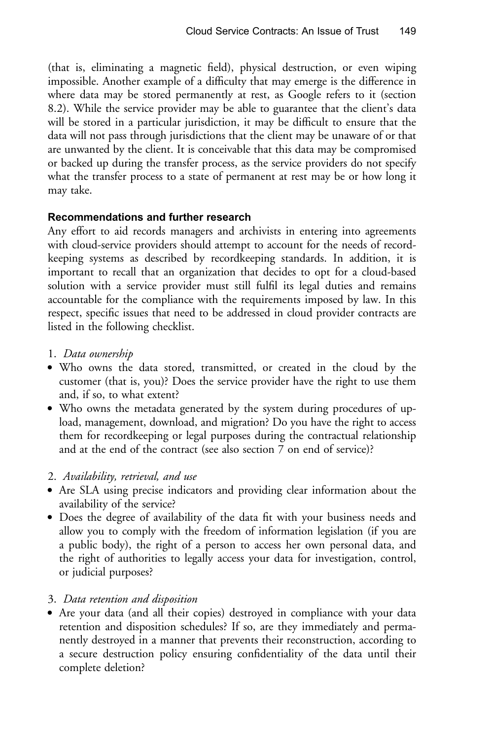(that is, eliminating a magnetic field), physical destruction, or even wiping impossible. Another example of a difficulty that may emerge is the difference in where data may be stored permanently at rest, as Google refers to it (section 8.2). While the service provider may be able to guarantee that the client's data will be stored in a particular jurisdiction, it may be difficult to ensure that the data will not pass through jurisdictions that the client may be unaware of or that are unwanted by the client. It is conceivable that this data may be compromised or backed up during the transfer process, as the service providers do not specify what the transfer process to a state of permanent at rest may be or how long it may take.

### Recommendations and further research

Any effort to aid records managers and archivists in entering into agreements with cloud-service providers should attempt to account for the needs of recordkeeping systems as described by recordkeeping standards. In addition, it is important to recall that an organization that decides to opt for a cloud-based solution with a service provider must still fulfil its legal duties and remains accountable for the compliance with the requirements imposed by law. In this respect, specific issues that need to be addressed in cloud provider contracts are listed in the following checklist.

1. *Data ownership*

- Who owns the data stored, transmitted, or created in the cloud by the customer (that is, you)? Does the service provider have the right to use them and, if so, to what extent?
- Who owns the metadata generated by the system during procedures of upload, management, download, and migration? Do you have the right to access them for recordkeeping or legal purposes during the contractual relationship and at the end of the contract (see also section 7 on end of service)?

2. *Availability, retrieval, and use*

- Are SLA using precise indicators and providing clear information about the availability of the service?
- Does the degree of availability of the data fit with your business needs and allow you to comply with the freedom of information legislation (if you are a public body), the right of a person to access her own personal data, and the right of authorities to legally access your data for investigation, control, or judicial purposes?

3. *Data retention and disposition*

- Are your data (and all their copies) destroyed in compliance with your data retention and disposition schedules? If so, are they immediately and permanently destroyed in a manner that prevents their reconstruction, according to a secure destruction policy ensuring confidentiality of the data until their complete deletion?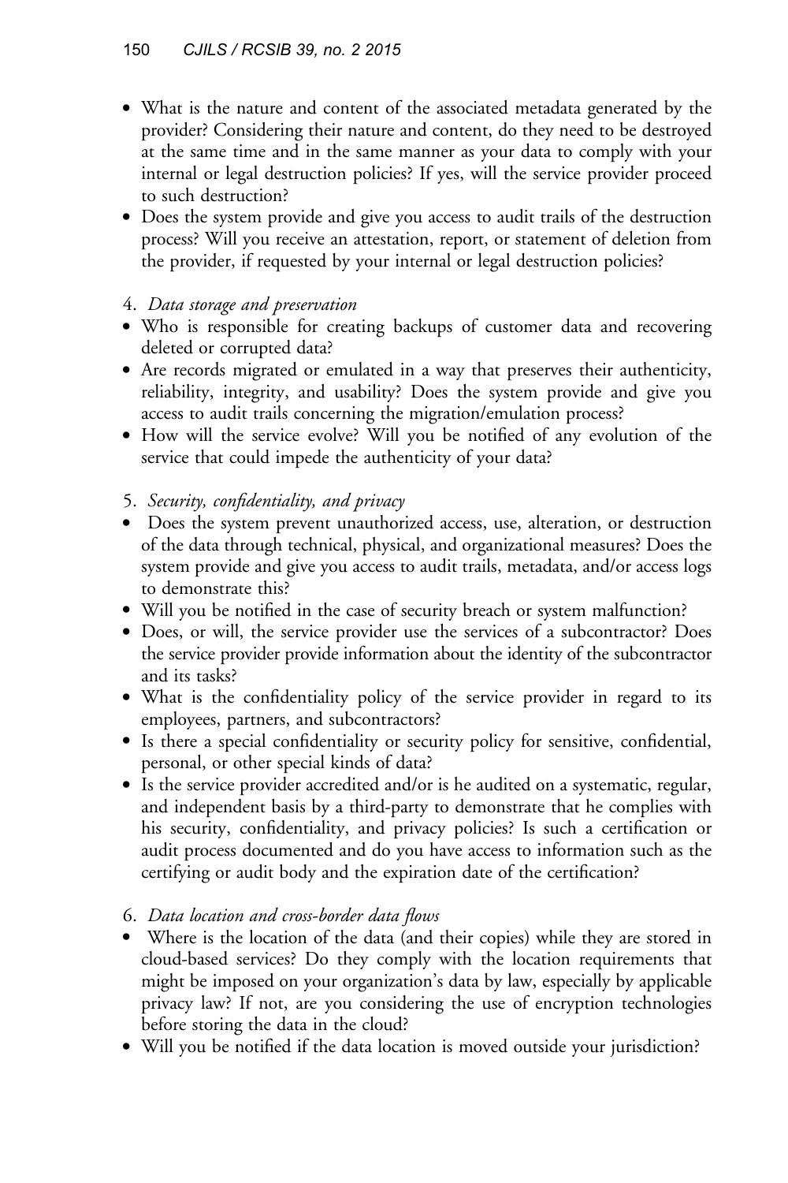- What is the nature and content of the associated metadata generated by the provider? Considering their nature and content, do they need to be destroyed at the same time and in the same manner as your data to comply with your internal or legal destruction policies? If yes, will the service provider proceed to such destruction?
- Does the system provide and give you access to audit trails of the destruction process? Will you receive an attestation, report, or statement of deletion from the provider, if requested by your internal or legal destruction policies?

4. *Data storage and preservation*

- Who is responsible for creating backups of customer data and recovering deleted or corrupted data?
- Are records migrated or emulated in a way that preserves their authenticity, reliability, integrity, and usability? Does the system provide and give you access to audit trails concerning the migration/emulation process?
- How will the service evolve? Will you be notified of any evolution of the service that could impede the authenticity of your data?

5. *Security, confidentiality, and privacy*

- Does the system prevent unauthorized access, use, alteration, or destruction of the data through technical, physical, and organizational measures? Does the system provide and give you access to audit trails, metadata, and/or access logs to demonstrate this?
- Will you be notified in the case of security breach or system malfunction?
- Does, or will, the service provider use the services of a subcontractor? Does the service provider provide information about the identity of the subcontractor and its tasks?
- What is the confidentiality policy of the service provider in regard to its employees, partners, and subcontractors?
- Is there a special confidentiality or security policy for sensitive, confidential, personal, or other special kinds of data?
- Is the service provider accredited and/or is he audited on a systematic, regular, and independent basis by a third-party to demonstrate that he complies with his security, confidentiality, and privacy policies? Is such a certification or audit process documented and do you have access to information such as the certifying or audit body and the expiration date of the certification?

6. *Data location and cross-border data flows*

- Where is the location of the data (and their copies) while they are stored in cloud-based services? Do they comply with the location requirements that might be imposed on your organization's data by law, especially by applicable privacy law? If not, are you considering the use of encryption technologies before storing the data in the cloud?
- Will you be notified if the data location is moved outside your jurisdiction?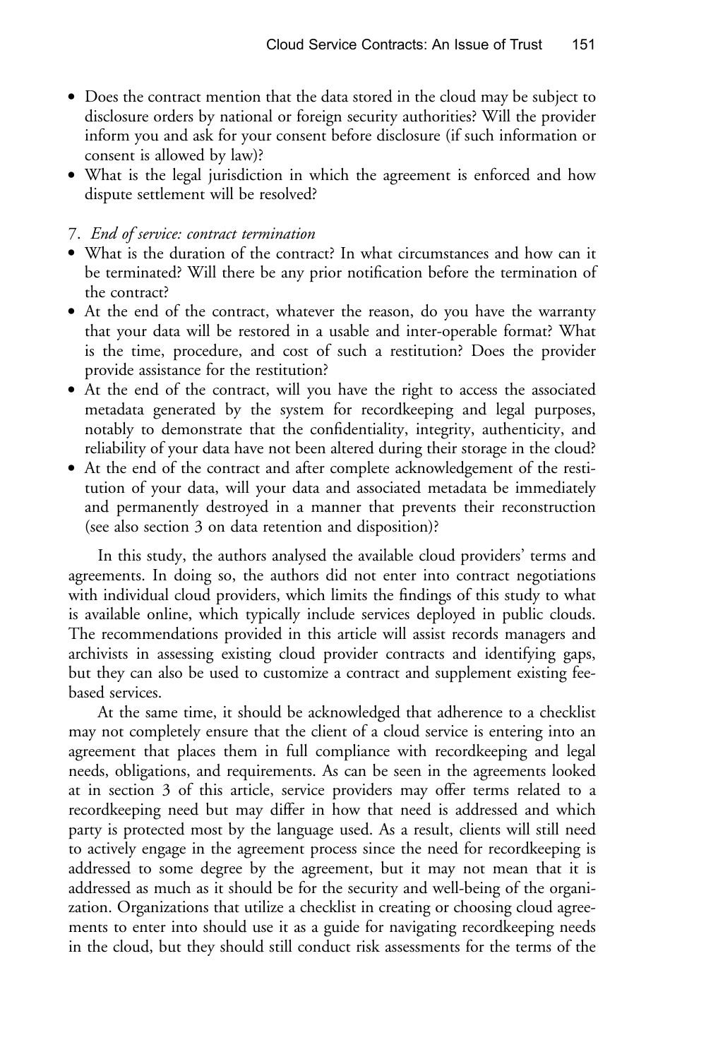- Does the contract mention that the data stored in the cloud may be subject to disclosure orders by national or foreign security authorities? Will the provider inform you and ask for your consent before disclosure (if such information or consent is allowed by law)?
- What is the legal jurisdiction in which the agreement is enforced and how dispute settlement will be resolved?

7. *End of service: contract termination*

- What is the duration of the contract? In what circumstances and how can it be terminated? Will there be any prior notification before the termination of the contract?
- At the end of the contract, whatever the reason, do you have the warranty that your data will be restored in a usable and inter-operable format? What is the time, procedure, and cost of such a restitution? Does the provider provide assistance for the restitution?
- At the end of the contract, will you have the right to access the associated metadata generated by the system for recordkeeping and legal purposes, notably to demonstrate that the confidentiality, integrity, authenticity, and reliability of your data have not been altered during their storage in the cloud?
- At the end of the contract and after complete acknowledgement of the restitution of your data, will your data and associated metadata be immediately and permanently destroyed in a manner that prevents their reconstruction (see also section 3 on data retention and disposition)?

In this study, the authors analysed the available cloud providers' terms and agreements. In doing so, the authors did not enter into contract negotiations with individual cloud providers, which limits the findings of this study to what is available online, which typically include services deployed in public clouds. The recommendations provided in this article will assist records managers and archivists in assessing existing cloud provider contracts and identifying gaps, but they can also be used to customize a contract and supplement existing fee-based services.

At the same time, it should be acknowledged that adherence to a checklist may not completely ensure that the client of a cloud service is entering into an agreement that places them in full compliance with recordkeeping and legal needs, obligations, and requirements. As can be seen in the agreements looked at in section 3 of this article, service providers may offer terms related to a recordkeeping need but may differ in how that need is addressed and which party is protected most by the language used. As a result, clients will still need to actively engage in the agreement process since the need for recordkeeping is addressed to some degree by the agreement, but it may not mean that it is addressed as much as it should be for the security and well-being of the organization. Organizations that utilize a checklist in creating or choosing cloud agreements to enter into should use it as a guide for navigating recordkeeping needs in the cloud, but they should still conduct risk assessments for the terms of the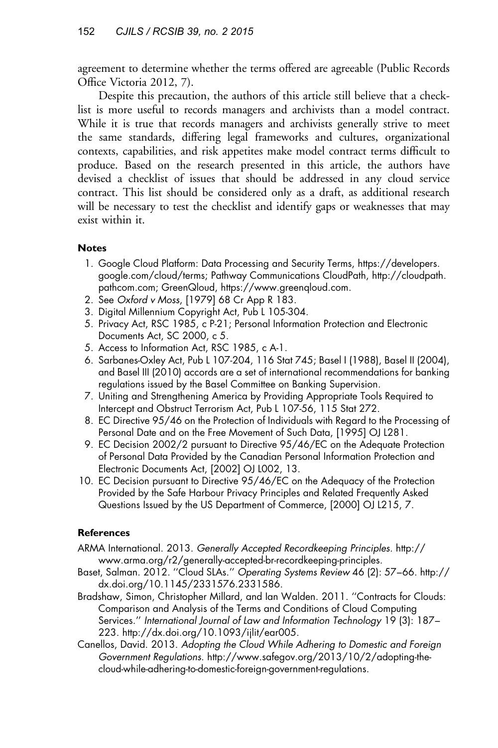agreement to determine whether the terms offered are agreeable (Public Records Office Victoria 2012, 7).

Despite this precaution, the authors of this article still believe that a checklist is more useful to records managers and archivists than a model contract. While it is true that records managers and archivists generally strive to meet the same standards, differing legal frameworks and cultures, organizational contexts, capabilities, and risk appetites make model contract terms difficult to produce. Based on the research presented in this article, the authors have devised a checklist of issues that should be addressed in any cloud service contract. This list should be considered only as a draft, as additional research will be necessary to test the checklist and identify gaps or weaknesses that may exist within it.

### Notes

1. Google Cloud Platform: Data Processing and Security Terms, https://developers.google.com/cloud/terms; Pathway Communications CloudPath, http://cloudpath.pathcom.com; GreenQloud, https://www.greenqloud.com.
2. See *Oxford v Moss*, [1979] 68 Cr App R 183.
3. Digital Millennium Copyright Act, Pub L 105-304.
5. Privacy Act, RSC 1985, c P-21; Personal Information Protection and Electronic Documents Act, SC 2000, c 5.
5. Access to Information Act, RSC 1985, c A-1.
6. Sarbanes-Oxley Act, Pub L 107-204, 116 Stat 745; Basel I (1988), Basel II (2004), and Basel III (2010) accords are a set of international recommendations for banking regulations issued by the Basel Committee on Banking Supervision.
7. Uniting and Strengthening America by Providing Appropriate Tools Required to Intercept and Obstruct Terrorism Act, Pub L 107-56, 115 Stat 272.
8. EC Directive 95/46 on the Protection of Individuals with Regard to the Processing of Personal Date and on the Free Movement of Such Data, [1995] OJ L281.
9. EC Decision 2002/2 pursuant to Directive 95/46/EC on the Adequate Protection of Personal Data Provided by the Canadian Personal Information Protection and Electronic Documents Act, [2002] OJ L002, 13.
10. EC Decision pursuant to Directive 95/46/EC on the Adequacy of the Protection Provided by the Safe Harbour Privacy Principles and Related Frequently Asked Questions Issued by the US Department of Commerce, [2000] OJ L215, 7.

### References

ARMA International. 2013. *Generally Accepted Recordkeeping Principles*. http://www.arma.org/r2/generally-accepted-br-recordkeeping-principles.

Baset, Salman. 2012. "Cloud SLAs." *Operating Systems Review* 46 (2): 57–66. http://dx.doi.org/10.1145/2331576.2331586.

Bradshaw, Simon, Christopher Millard, and Ian Walden. 2011. "Contracts for Clouds: Comparison and Analysis of the Terms and Conditions of Cloud Computing Services." *International Journal of Law and Information Technology* 19 (3): 187–223. http://dx.doi.org/10.1093/ijlit/ear005.

Canellos, David. 2013. *Adopting the Cloud While Adhering to Domestic and Foreign Government Regulations*. http://www.safegov.org/2013/10/2/adopting-the-cloud-while-adhering-to-domestic-foreign-government-regulations.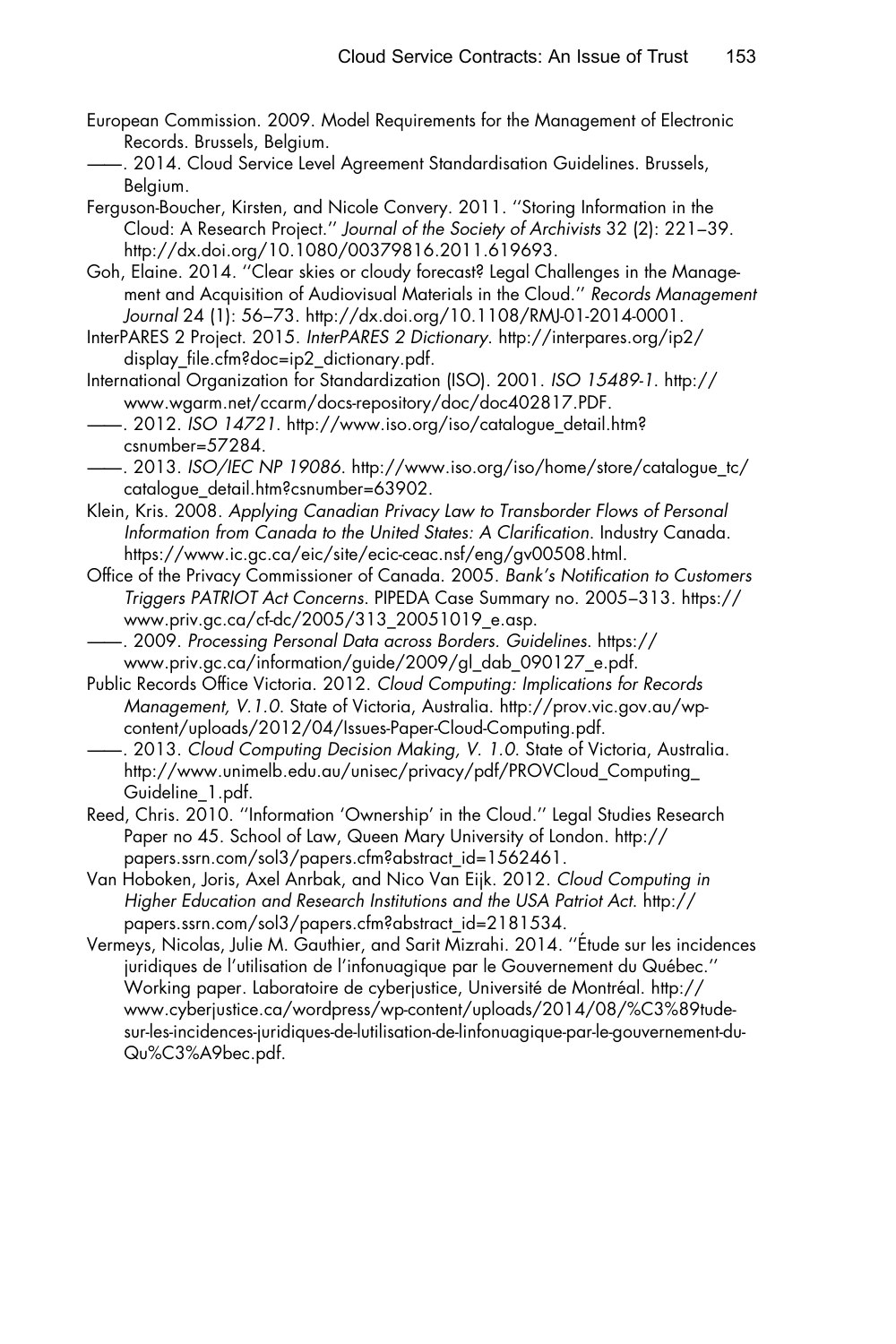European Commission. 2009. Model Requirements for the Management of Electronic Records. Brussels, Belgium.

——. 2014. Cloud Service Level Agreement Standardisation Guidelines. Brussels, Belgium.

Ferguson-Boucher, Kirsten, and Nicole Convery. 2011. ''Storing Information in the Cloud: A Research Project.'' *Journal of the Society of Archivists* 32 (2): 221–39. http://dx.doi.org/10.1080/00379816.2011.619693.

Goh, Elaine. 2014. ''Clear skies or cloudy forecast? Legal Challenges in the Management and Acquisition of Audiovisual Materials in the Cloud.'' *Records Management Journal* 24 (1): 56–73. http://dx.doi.org/10.1108/RMJ-01-2014-0001.

InterPARES 2 Project. 2015. *InterPARES 2 Dictionary*. http://interpares.org/ip2/display_file.cfm?doc=ip2_dictionary.pdf.

International Organization for Standardization (ISO). 2001. *ISO 15489-1*. http://www.wgarm.net/ccarm/docs-repository/doc/doc402817.PDF.

——. 2012. *ISO 14721*. http://www.iso.org/iso/catalogue_detail.htm?csnumber=57284.

——. 2013. *ISO/IEC NP 19086*. http://www.iso.org/iso/home/store/catalogue_tc/catalogue_detail.htm?csnumber=63902.

Klein, Kris. 2008. *Applying Canadian Privacy Law to Transborder Flows of Personal Information from Canada to the United States: A Clarification*. Industry Canada. https://www.ic.gc.ca/eic/site/ecic-ceac.nsf/eng/gv00508.html.

Office of the Privacy Commissioner of Canada. 2005. *Bank's Notification to Customers Triggers PATRIOT Act Concerns*. PIPEDA Case Summary no. 2005–313. https://www.priv.gc.ca/cf-dc/2005/313_20051019_e.asp.

——. 2009. *Processing Personal Data across Borders. Guidelines*. https://www.priv.gc.ca/information/guide/2009/gl_dab_090127_e.pdf.

Public Records Office Victoria. 2012. *Cloud Computing: Implications for Records Management, V.1.0*. State of Victoria, Australia. http://prov.vic.gov.au/wp-content/uploads/2012/04/Issues-Paper-Cloud-Computing.pdf.

——. 2013. *Cloud Computing Decision Making, V. 1.0*. State of Victoria, Australia. http://www.unimelb.edu.au/unisec/privacy/pdf/PROVCloud_Computing_Guideline_1.pdf.

Reed, Chris. 2010. ''Information 'Ownership' in the Cloud.'' Legal Studies Research Paper no 45. School of Law, Queen Mary University of London. http://papers.ssrn.com/sol3/papers.cfm?abstract_id=1562461.

Van Hoboken, Joris, Axel Anrbak, and Nico Van Eijk. 2012. *Cloud Computing in Higher Education and Research Institutions and the USA Patriot Act*. http://papers.ssrn.com/sol3/papers.cfm?abstract_id=2181534.

Vermeys, Nicolas, Julie M. Gauthier, and Sarit Mizrahi. 2014. ''Étude sur les incidences juridiques de l'utilisation de l'infonuagique par le Gouvernement du Québec.'' Working paper. Laboratoire de cyberjustice, Université de Montréal. http://www.cyberjustice.ca/wordpress/wp-content/uploads/2014/08/%C3%89tude-sur-les-incidences-juridiques-de-lutilisation-de-linfonuagique-par-le-gouvernement-du-Qu%C3%A9bec.pdf.